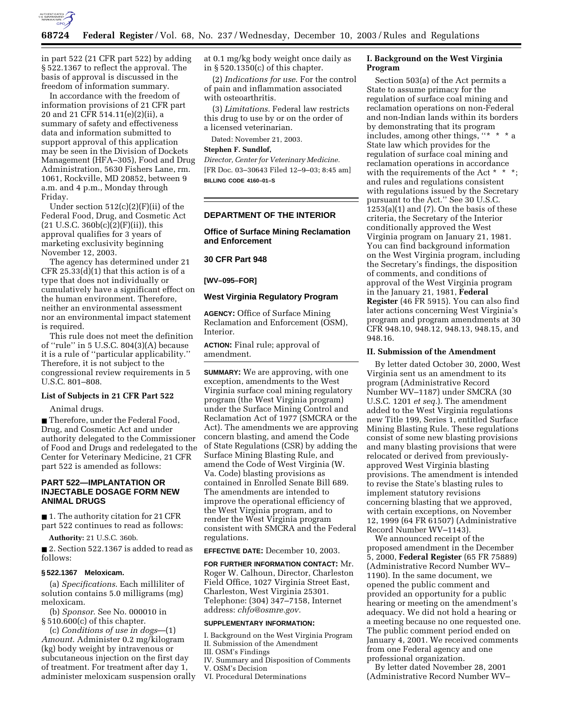in part 522 (21 CFR part 522) by adding § 522.1367 to reflect the approval. The basis of approval is discussed in the freedom of information summary.

In accordance with the freedom of information provisions of 21 CFR part 20 and 21 CFR 514.11(e)(2)(ii), a summary of safety and effectiveness data and information submitted to support approval of this application may be seen in the Division of Dockets Management (HFA–305), Food and Drug Administration, 5630 Fishers Lane, rm. 1061, Rockville, MD 20852, between 9 a.m. and 4 p.m., Monday through Friday.

Under section 512(c)(2)(F)(ii) of the Federal Food, Drug, and Cosmetic Act (21 U.S.C. 360b(c)(2)(F)(ii)), this approval qualifies for 3 years of marketing exclusivity beginning November 12, 2003.

The agency has determined under 21 CFR 25.33(d)(1) that this action is of a type that does not individually or cumulatively have a significant effect on the human environment. Therefore, neither an environmental assessment nor an environmental impact statement is required.

This rule does not meet the definition of ''rule'' in 5 U.S.C. 804(3)(A) because it is a rule of ''particular applicability.'' Therefore, it is not subject to the congressional review requirements in 5 U.S.C. 801–808.

### List of Subjects in 21 CFR Part 522

Animal drugs.

■ Therefore, under the Federal Food, Drug, and Cosmetic Act and under authority delegated to the Commissioner of Food and Drugs and redelegated to the Center for Veterinary Medicine, 21 CFR part 522 is amended as follows:

## PART 522—IMPLANTATION OR INJECTABLE DOSAGE FORM NEW ANIMAL DRUGS

■ 1. The authority citation for 21 CFR part 522 continues to read as follows:

**Authority:** 21 U.S.C. 360b.

■ 2. Section 522.1367 is added to read as follows:

### § 522.1367 Meloxicam.

(a) *Specifications*. Each milliliter of solution contains 5.0 milligrams (mg) meloxicam.

(b) *Sponsor*. See No. 000010 in § 510.600(c) of this chapter.

(c) *Conditions of use in dogs*—(1) *Amount*. Administer 0.2 mg/kilogram (kg) body weight by intravenous or subcutaneous injection on the first day of treatment. For treatment after day 1, administer meloxicam suspension orally at 0.1 mg/kg body weight once daily as in § 520.1350(c) of this chapter.

(2) *Indications for use*. For the control of pain and inflammation associated with osteoarthritis.

(3) *Limitations*. Federal law restricts this drug to use by or on the order of a licensed veterinarian.

Dated: November 21, 2003.

**Stephen F. Sundlof,**

*Director, Center for Veterinary Medicine.*

[FR Doc. 03–30643 Filed 12–9–03; 8:45 am]

**BILLING CODE 4160–01–S**

---

## DEPARTMENT OF THE INTERIOR

### Office of Surface Mining Reclamation and Enforcement

### 30 CFR Part 948

**[WV–095–FOR]**

### West Virginia Regulatory Program

**AGENCY:** Office of Surface Mining Reclamation and Enforcement (OSM), Interior.

**ACTION:** Final rule; approval of amendment.

**SUMMARY:** We are approving, with one exception, amendments to the West Virginia surface coal mining regulatory program (the West Virginia program) under the Surface Mining Control and Reclamation Act of 1977 (SMCRA or the Act). The amendments we are approving concern blasting, and amend the Code of State Regulations (CSR) by adding the Surface Mining Blasting Rule, and amend the Code of West Virginia (W. Va. Code) blasting provisions as contained in Enrolled Senate Bill 689. The amendments are intended to improve the operational efficiency of the West Virginia program, and to render the West Virginia program consistent with SMCRA and the Federal regulations.

**EFFECTIVE DATE:** December 10, 2003.

**FOR FURTHER INFORMATION CONTACT:** Mr. Roger W. Calhoun, Director, Charleston Field Office, 1027 Virginia Street East, Charleston, West Virginia 25301. Telephone: (304) 347–7158, Internet address: *chfo@osmre.gov.*

**SUPPLEMENTARY INFORMATION:**

I. Background on the West Virginia Program
II. Submission of the Amendment
III. OSM's Findings
IV. Summary and Disposition of Comments
V. OSM's Decision
VI. Procedural Determinations

### I. Background on the West Virginia Program

Section 503(a) of the Act permits a State to assume primacy for the regulation of surface coal mining and reclamation operations on non-Federal and non-Indian lands within its borders by demonstrating that its program includes, among other things, ''* * * a State law which provides for the regulation of surface coal mining and reclamation operations in accordance with the requirements of the Act * * *; and rules and regulations consistent with regulations issued by the Secretary pursuant to the Act.'' See 30 U.S.C. 1253(a)(1) and (7). On the basis of these criteria, the Secretary of the Interior conditionally approved the West Virginia program on January 21, 1981. You can find background information on the West Virginia program, including the Secretary's findings, the disposition of comments, and conditions of approval of the West Virginia program in the January 21, 1981, **Federal Register** (46 FR 5915). You can also find later actions concerning West Virginia's program and program amendments at 30 CFR 948.10, 948.12, 948.13, 948.15, and 948.16.

### II. Submission of the Amendment

By letter dated October 30, 2000, West Virginia sent us an amendment to its program (Administrative Record Number WV–1187) under SMCRA (30 U.S.C. 1201 *et seq.*). The amendment added to the West Virginia regulations new Title 199, Series 1, entitled Surface Mining Blasting Rule. These regulations consist of some new blasting provisions and many blasting provisions that were relocated or derived from previously-approved West Virginia blasting provisions. The amendment is intended to revise the State's blasting rules to implement statutory revisions concerning blasting that we approved, with certain exceptions, on November 12, 1999 (64 FR 61507) (Administrative Record Number WV–1143).

We announced receipt of the proposed amendment in the December 5, 2000, **Federal Register** (65 FR 75889) (Administrative Record Number WV–1190). In the same document, we opened the public comment and provided an opportunity for a public hearing or meeting on the amendment's adequacy. We did not hold a hearing or a meeting because no one requested one. The public comment period ended on January 4, 2001. We received comments from one Federal agency and one professional organization.

By letter dated November 28, 2001 (Administrative Record Number WV–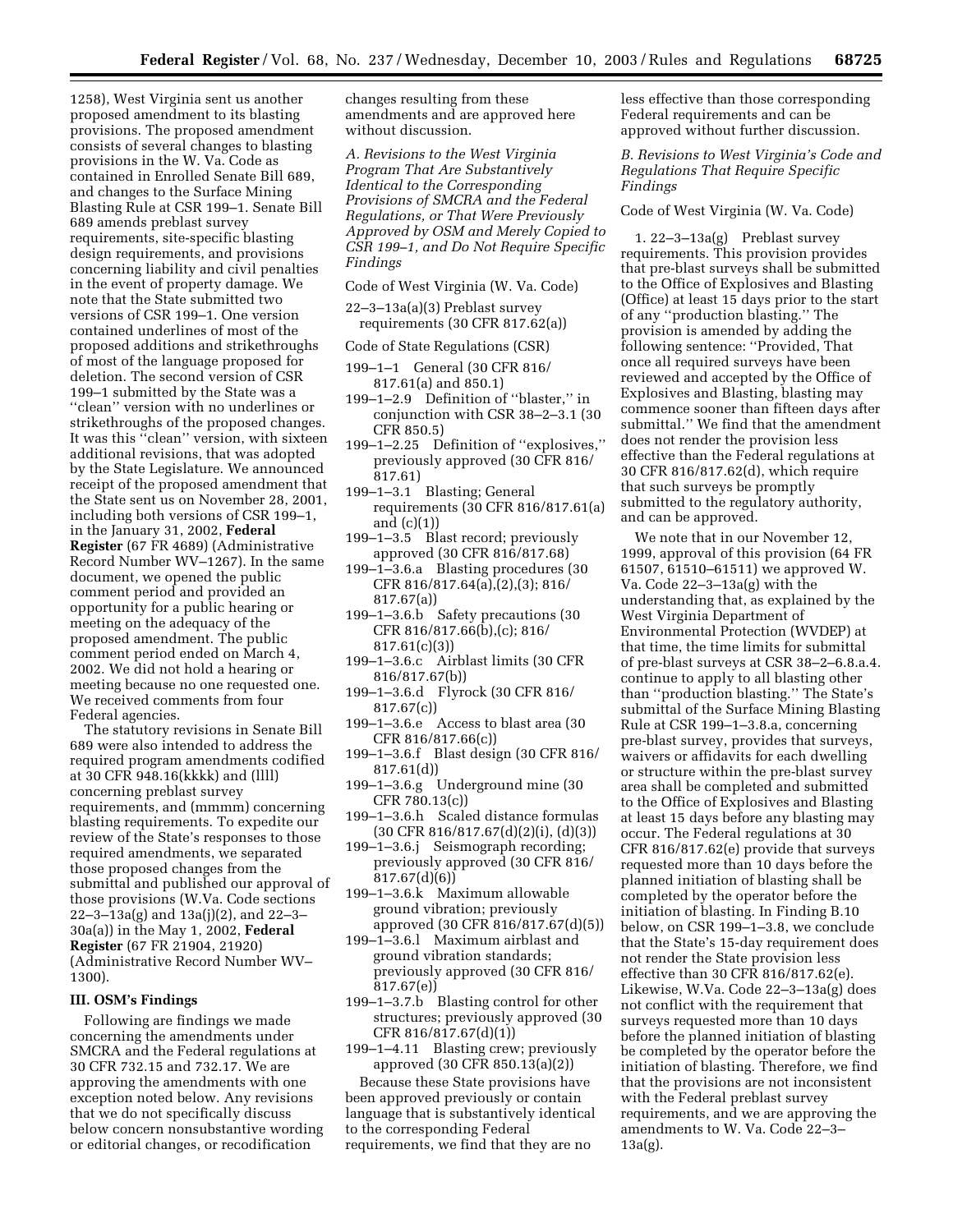1258), West Virginia sent us another proposed amendment to its blasting provisions. The proposed amendment consists of several changes to blasting provisions in the W. Va. Code as contained in Enrolled Senate Bill 689, and changes to the Surface Mining Blasting Rule at CSR 199–1. Senate Bill 689 amends preblast survey requirements, site-specific blasting design requirements, and provisions concerning liability and civil penalties in the event of property damage. We note that the State submitted two versions of CSR 199–1. One version contained underlines of most of the proposed additions and strikethroughs of most of the language proposed for deletion. The second version of CSR 199–1 submitted by the State was a ''clean'' version with no underlines or strikethroughs of the proposed changes. It was this ''clean'' version, with sixteen additional revisions, that was adopted by the State Legislature. We announced receipt of the proposed amendment that the State sent us on November 28, 2001, including both versions of CSR 199–1, in the January 31, 2002, **Federal Register** (67 FR 4689) (Administrative Record Number WV–1267). In the same document, we opened the public comment period and provided an opportunity for a public hearing or meeting on the adequacy of the proposed amendment. The public comment period ended on March 4, 2002. We did not hold a hearing or meeting because no one requested one. We received comments from four Federal agencies.

The statutory revisions in Senate Bill 689 were also intended to address the required program amendments codified at 30 CFR 948.16(kkkk) and (llll) concerning preblast survey requirements, and (mmmm) concerning blasting requirements. To expedite our review of the State's responses to those required amendments, we separated those proposed changes from the submittal and published our approval of those provisions (W.Va. Code sections 22–3–13a(g) and 13a(j)(2), and 22–3–30a(a)) in the May 1, 2002, **Federal Register** (67 FR 21904, 21920) (Administrative Record Number WV–1300).

## III. OSM's Findings

Following are findings we made concerning the amendments under SMCRA and the Federal regulations at 30 CFR 732.15 and 732.17. We are approving the amendments with one exception noted below. Any revisions that we do not specifically discuss below concern nonsubstantive wording or editorial changes, or recodification changes resulting from these amendments and are approved here without discussion.

*A. Revisions to the West Virginia Program That Are Substantively Identical to the Corresponding Provisions of SMCRA and the Federal Regulations, or That Were Previously Approved by OSM and Merely Copied to CSR 199–1, and Do Not Require Specific Findings*

Code of West Virginia (W. Va. Code)

22–3–13a(a)(3) Preblast survey requirements (30 CFR 817.62(a))

Code of State Regulations (CSR)

199–1–1 General (30 CFR 816/817.61(a) and 850.1)
199–1–2.9 Definition of ''blaster,'' in conjunction with CSR 38–2–3.1 (30 CFR 850.5)
199–1–2.25 Definition of ''explosives,'' previously approved (30 CFR 816/817.61)
199–1–3.1 Blasting; General requirements (30 CFR 816/817.61(a) and (c)(1))
199–1–3.5 Blast record; previously approved (30 CFR 816/817.68)
199–1–3.6.a Blasting procedures (30 CFR 816/817.64(a),(2),(3); 816/817.67(a))
199–1–3.6.b Safety precautions (30 CFR 816/817.66(b),(c); 816/817.61(c)(3))
199–1–3.6.c Airblast limits (30 CFR 816/817.67(b))
199–1–3.6.d Flyrock (30 CFR 816/817.67(c))
199–1–3.6.e Access to blast area (30 CFR 816/817.66(c))
199–1–3.6.f Blast design (30 CFR 816/817.61(d))
199–1–3.6.g Underground mine (30 CFR 780.13(c))
199–1–3.6.h Scaled distance formulas (30 CFR 816/817.67(d)(2)(i), (d)(3))
199–1–3.6.j Seismograph recording; previously approved (30 CFR 816/817.67(d)(6))
199–1–3.6.k Maximum allowable ground vibration; previously approved (30 CFR 816/817.67(d)(5))
199–1–3.6.l Maximum airblast and ground vibration standards; previously approved (30 CFR 816/817.67(e))
199–1–3.7.b Blasting control for other structures; previously approved (30 CFR 816/817.67(d)(1))
199–1–4.11 Blasting crew; previously approved (30 CFR 850.13(a)(2))

Because these State provisions have been approved previously or contain language that is substantively identical to the corresponding Federal requirements, we find that they are no less effective than those corresponding Federal requirements and can be approved without further discussion.

*B. Revisions to West Virginia's Code and Regulations That Require Specific Findings*

Code of West Virginia (W. Va. Code)

1. 22–3–13a(g) Preblast survey requirements. This provision provides that pre-blast surveys shall be submitted to the Office of Explosives and Blasting (Office) at least 15 days prior to the start of any ''production blasting.'' The provision is amended by adding the following sentence: ''Provided, That once all required surveys have been reviewed and accepted by the Office of Explosives and Blasting, blasting may commence sooner than fifteen days after submittal.'' We find that the amendment does not render the provision less effective than the Federal regulations at 30 CFR 816/817.62(d), which require that such surveys be promptly submitted to the regulatory authority, and can be approved.

We note that in our November 12, 1999, approval of this provision (64 FR 61507, 61510–61511) we approved W. Va. Code 22–3–13a(g) with the understanding that, as explained by the West Virginia Department of Environmental Protection (WVDEP) at that time, the time limits for submittal of pre-blast surveys at CSR 38–2–6.8.a.4. continue to apply to all blasting other than ''production blasting.'' The State's submittal of the Surface Mining Blasting Rule at CSR 199–1–3.8.a, concerning pre-blast survey, provides that surveys, waivers or affidavits for each dwelling or structure within the pre-blast survey area shall be completed and submitted to the Office of Explosives and Blasting at least 15 days before any blasting may occur. The Federal regulations at 30 CFR 816/817.62(e) provide that surveys requested more than 10 days before the planned initiation of blasting shall be completed by the operator before the initiation of blasting. In Finding B.10 below, on CSR 199–1–3.8, we conclude that the State's 15-day requirement does not render the State provision less effective than 30 CFR 816/817.62(e). Likewise, W.Va. Code 22–3–13a(g) does not conflict with the requirement that surveys requested more than 10 days before the planned initiation of blasting be completed by the operator before the initiation of blasting. Therefore, we find that the provisions are not inconsistent with the Federal preblast survey requirements, and we are approving the amendments to W. Va. Code 22–3–13a(g).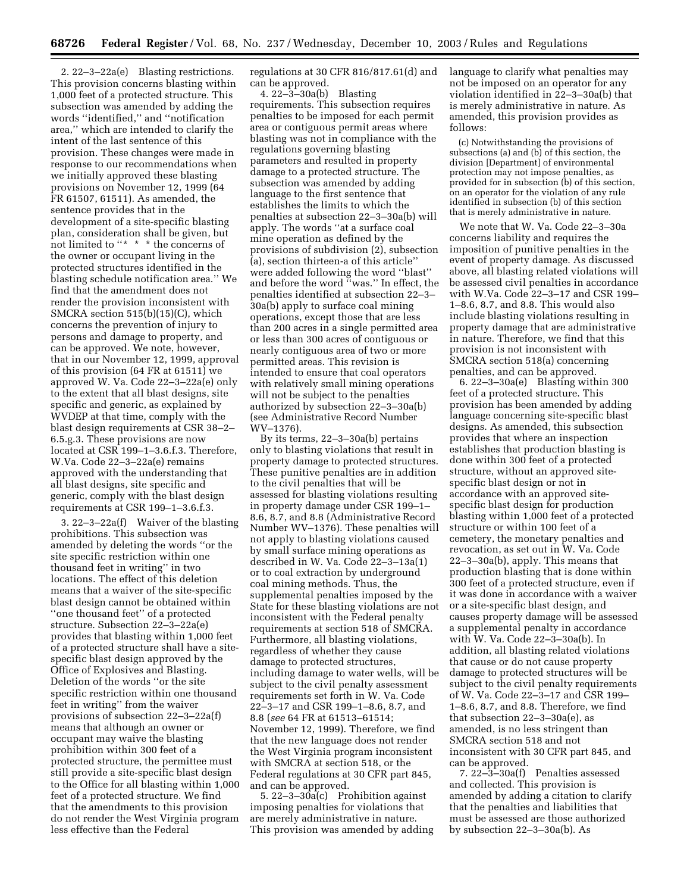2. 22–3–22a(e) Blasting restrictions. This provision concerns blasting within 1,000 feet of a protected structure. This subsection was amended by adding the words ''identified,'' and ''notification area,'' which are intended to clarify the intent of the last sentence of this provision. These changes were made in response to our recommendations when we initially approved these blasting provisions on November 12, 1999 (64 FR 61507, 61511). As amended, the sentence provides that in the development of a site-specific blasting plan, consideration shall be given, but not limited to ''* * * the concerns of the owner or occupant living in the protected structures identified in the blasting schedule notification area.'' We find that the amendment does not render the provision inconsistent with SMCRA section 515(b)(15)(C), which concerns the prevention of injury to persons and damage to property, and can be approved. We note, however, that in our November 12, 1999, approval of this provision (64 FR at 61511) we approved W. Va. Code 22–3–22a(e) only to the extent that all blast designs, site specific and generic, as explained by WVDEP at that time, comply with the blast design requirements at CSR 38–2–6.5.g.3. These provisions are now located at CSR 199–1–3.6.f.3. Therefore, W.Va. Code 22–3–22a(e) remains approved with the understanding that all blast designs, site specific and generic, comply with the blast design requirements at CSR 199–1–3.6.f.3.

3. 22–3–22a(f) Waiver of the blasting prohibitions. This subsection was amended by deleting the words ''or the site specific restriction within one thousand feet in writing'' in two locations. The effect of this deletion means that a waiver of the site-specific blast design cannot be obtained within ''one thousand feet'' of a protected structure. Subsection 22–3–22a(e) provides that blasting within 1,000 feet of a protected structure shall have a site-specific blast design approved by the Office of Explosives and Blasting. Deletion of the words ''or the site specific restriction within one thousand feet in writing'' from the waiver provisions of subsection 22–3–22a(f) means that although an owner or occupant may waive the blasting prohibition within 300 feet of a protected structure, the permittee must still provide a site-specific blast design to the Office for all blasting within 1,000 feet of a protected structure. We find that the amendments to this provision do not render the West Virginia program less effective than the Federal regulations at 30 CFR 816/817.61(d) and can be approved.

4. 22–3–30a(b) Blasting requirements. This subsection requires penalties to be imposed for each permit area or contiguous permit areas where blasting was not in compliance with the regulations governing blasting parameters and resulted in property damage to a protected structure. The subsection was amended by adding language to the first sentence that establishes the limits to which the penalties at subsection 22–3–30a(b) will apply. The words ''at a surface coal mine operation as defined by the provisions of subdivision (2), subsection (a), section thirteen-a of this article'' were added following the word ''blast'' and before the word ''was.'' In effect, the penalties identified at subsection 22–3–30a(b) apply to surface coal mining operations, except those that are less than 200 acres in a single permitted area or less than 300 acres of contiguous or nearly contiguous area of two or more permitted areas. This revision is intended to ensure that coal operators with relatively small mining operations will not be subject to the penalties authorized by subsection 22–3–30a(b) (see Administrative Record Number WV–1376).

By its terms, 22–3–30a(b) pertains only to blasting violations that result in property damage to protected structures. These punitive penalties are in addition to the civil penalties that will be assessed for blasting violations resulting in property damage under CSR 199–1–8.6, 8.7, and 8.8 (Administrative Record Number WV–1376). These penalties will not apply to blasting violations caused by small surface mining operations as described in W. Va. Code 22–3–13a(1) or to coal extraction by underground coal mining methods. Thus, the supplemental penalties imposed by the State for these blasting violations are not inconsistent with the Federal penalty requirements at section 518 of SMCRA. Furthermore, all blasting violations, regardless of whether they cause damage to protected structures, including damage to water wells, will be subject to the civil penalty assessment requirements set forth in W. Va. Code 22–3–17 and CSR 199–1–8.6, 8.7, and 8.8 (*see* 64 FR at 61513–61514; November 12, 1999). Therefore, we find that the new language does not render the West Virginia program inconsistent with SMCRA at section 518, or the Federal regulations at 30 CFR part 845, and can be approved.

5. 22–3–30a(c) Prohibition against imposing penalties for violations that are merely administrative in nature. This provision was amended by adding language to clarify what penalties may not be imposed on an operator for any violation identified in 22–3–30a(b) that is merely administrative in nature. As amended, this provision provides as follows:

> (c) Notwithstanding the provisions of subsections (a) and (b) of this section, the division [Department] of environmental protection may not impose penalties, as provided for in subsection (b) of this section, on an operator for the violation of any rule identified in subsection (b) of this section that is merely administrative in nature.

We note that W. Va. Code 22–3–30a concerns liability and requires the imposition of punitive penalties in the event of property damage. As discussed above, all blasting related violations will be assessed civil penalties in accordance with W.Va. Code 22–3–17 and CSR 199–1–8.6, 8.7, and 8.8. This would also include blasting violations resulting in property damage that are administrative in nature. Therefore, we find that this provision is not inconsistent with SMCRA section 518(a) concerning penalties, and can be approved.

6. 22–3–30a(e) Blasting within 300 feet of a protected structure. This provision has been amended by adding language concerning site-specific blast designs. As amended, this subsection provides that where an inspection establishes that production blasting is done within 300 feet of a protected structure, without an approved site-specific blast design or not in accordance with an approved site-specific blast design for production blasting within 1,000 feet of a protected structure or within 100 feet of a cemetery, the monetary penalties and revocation, as set out in W. Va. Code 22–3–30a(b), apply. This means that production blasting that is done within 300 feet of a protected structure, even if it was done in accordance with a waiver or a site-specific blast design, and causes property damage will be assessed a supplemental penalty in accordance with W. Va. Code 22–3–30a(b). In addition, all blasting related violations that cause or do not cause property damage to protected structures will be subject to the civil penalty requirements of W. Va. Code 22–3–17 and CSR 199–1–8.6, 8.7, and 8.8. Therefore, we find that subsection 22–3–30a(e), as amended, is no less stringent than SMCRA section 518 and not inconsistent with 30 CFR part 845, and can be approved.

7. 22–3–30a(f) Penalties assessed and collected. This provision is amended by adding a citation to clarify that the penalties and liabilities that must be assessed are those authorized by subsection 22–3–30a(b). As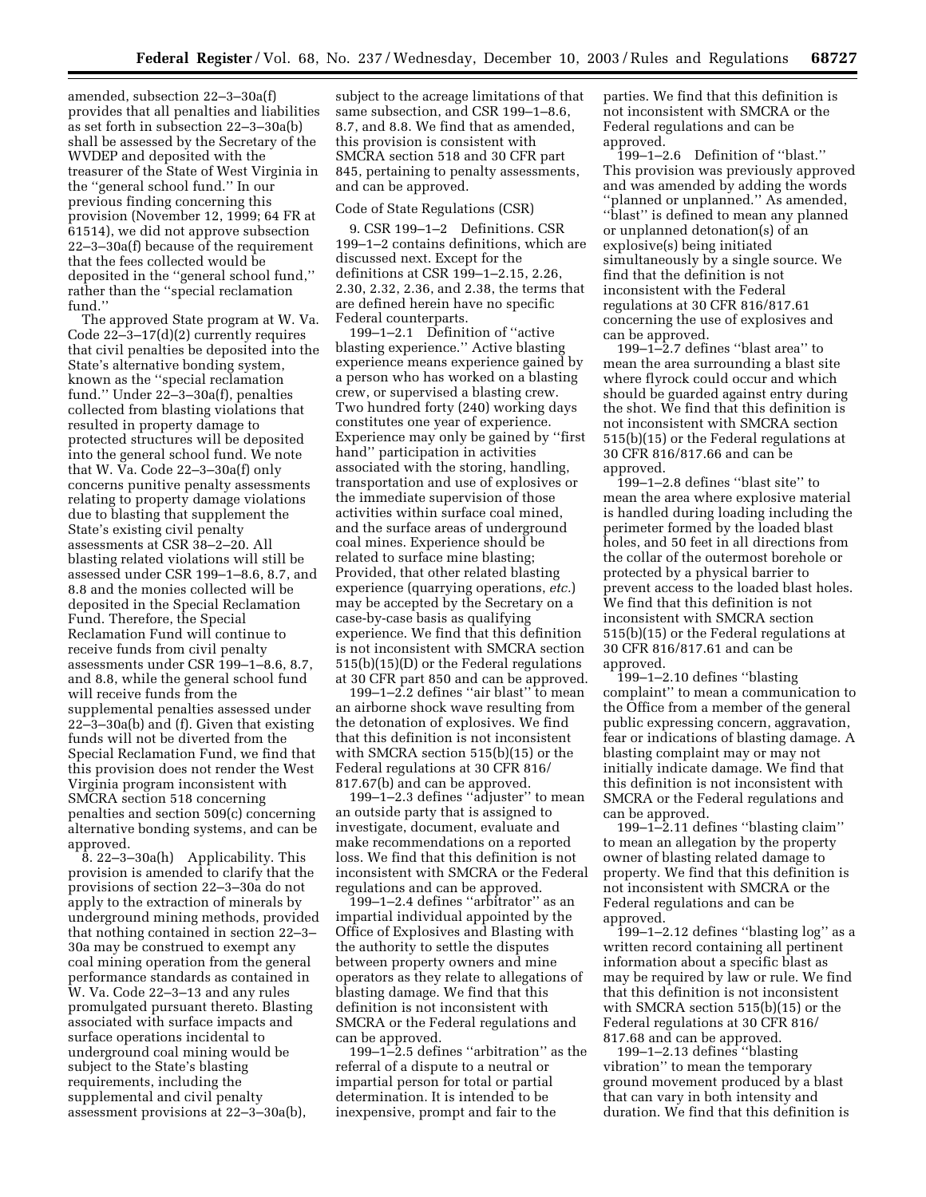amended, subsection 22–3–30a(f) provides that all penalties and liabilities as set forth in subsection 22–3–30a(b) shall be assessed by the Secretary of the WVDEP and deposited with the treasurer of the State of West Virginia in the ''general school fund.'' In our previous finding concerning this provision (November 12, 1999; 64 FR at 61514), we did not approve subsection 22–3–30a(f) because of the requirement that the fees collected would be deposited in the ''general school fund,'' rather than the ''special reclamation fund.''

The approved State program at W. Va. Code 22–3–17(d)(2) currently requires that civil penalties be deposited into the State's alternative bonding system, known as the ''special reclamation fund.'' Under 22–3–30a(f), penalties collected from blasting violations that resulted in property damage to protected structures will be deposited into the general school fund. We note that W. Va. Code 22–3–30a(f) only concerns punitive penalty assessments relating to property damage violations due to blasting that supplement the State's existing civil penalty assessments at CSR 38–2–20. All blasting related violations will still be assessed under CSR 199–1–8.6, 8.7, and 8.8 and the monies collected will be deposited in the Special Reclamation Fund. Therefore, the Special Reclamation Fund will continue to receive funds from civil penalty assessments under CSR 199–1–8.6, 8.7, and 8.8, while the general school fund will receive funds from the supplemental penalties assessed under 22–3–30a(b) and (f). Given that existing funds will not be diverted from the Special Reclamation Fund, we find that this provision does not render the West Virginia program inconsistent with SMCRA section 518 concerning penalties and section 509(c) concerning alternative bonding systems, and can be approved.

8. 22–3–30a(h) Applicability. This provision is amended to clarify that the provisions of section 22–3–30a do not apply to the extraction of minerals by underground mining methods, provided that nothing contained in section 22–3–30a may be construed to exempt any coal mining operation from the general performance standards as contained in W. Va. Code 22–3–13 and any rules promulgated pursuant thereto. Blasting associated with surface impacts and surface operations incidental to underground coal mining would be subject to the State's blasting requirements, including the supplemental and civil penalty assessment provisions at 22–3–30a(b), subject to the acreage limitations of that same subsection, and CSR 199–1–8.6, 8.7, and 8.8. We find that as amended, this provision is consistent with SMCRA section 518 and 30 CFR part 845, pertaining to penalty assessments, and can be approved.

Code of State Regulations (CSR)

9. CSR 199–1–2 Definitions. CSR 199–1–2 contains definitions, which are discussed next. Except for the definitions at CSR 199–1–2.15, 2.26, 2.30, 2.32, 2.36, and 2.38, the terms that are defined herein have no specific Federal counterparts.

199–1–2.1 Definition of ''active blasting experience.'' Active blasting experience means experience gained by a person who has worked on a blasting crew, or supervised a blasting crew. Two hundred forty (240) working days constitutes one year of experience. Experience may only be gained by ''first hand'' participation in activities associated with the storing, handling, transportation and use of explosives or the immediate supervision of those activities within surface coal mined, and the surface areas of underground coal mines. Experience should be related to surface mine blasting; Provided, that other related blasting experience (quarrying operations, *etc.*) may be accepted by the Secretary on a case-by-case basis as qualifying experience. We find that this definition is not inconsistent with SMCRA section 515(b)(15)(D) or the Federal regulations at 30 CFR part 850 and can be approved.

199–1–2.2 defines ''air blast'' to mean an airborne shock wave resulting from the detonation of explosives. We find that this definition is not inconsistent with SMCRA section 515(b)(15) or the Federal regulations at 30 CFR 816/817.67(b) and can be approved.

199–1–2.3 defines ''adjuster'' to mean an outside party that is assigned to investigate, document, evaluate and make recommendations on a reported loss. We find that this definition is not inconsistent with SMCRA or the Federal regulations and can be approved.

199–1–2.4 defines ''arbitrator'' as an impartial individual appointed by the Office of Explosives and Blasting with the authority to settle the disputes between property owners and mine operators as they relate to allegations of blasting damage. We find that this definition is not inconsistent with SMCRA or the Federal regulations and can be approved.

199–1–2.5 defines ''arbitration'' as the referral of a dispute to a neutral or impartial person for total or partial determination. It is intended to be inexpensive, prompt and fair to the parties. We find that this definition is not inconsistent with SMCRA or the Federal regulations and can be approved.

199–1–2.6 Definition of ''blast.'' This provision was previously approved and was amended by adding the words ''planned or unplanned.'' As amended, ''blast'' is defined to mean any planned or unplanned detonation(s) of an explosive(s) being initiated simultaneously by a single source. We find that the definition is not inconsistent with the Federal regulations at 30 CFR 816/817.61 concerning the use of explosives and can be approved.

199–1–2.7 defines ''blast area'' to mean the area surrounding a blast site where flyrock could occur and which should be guarded against entry during the shot. We find that this definition is not inconsistent with SMCRA section 515(b)(15) or the Federal regulations at 30 CFR 816/817.66 and can be approved.

199–1–2.8 defines ''blast site'' to mean the area where explosive material is handled during loading including the perimeter formed by the loaded blast holes, and 50 feet in all directions from the collar of the outermost borehole or protected by a physical barrier to prevent access to the loaded blast holes. We find that this definition is not inconsistent with SMCRA section 515(b)(15) or the Federal regulations at 30 CFR 816/817.61 and can be approved.

199–1–2.10 defines ''blasting complaint'' to mean a communication to the Office from a member of the general public expressing concern, aggravation, fear or indications of blasting damage. A blasting complaint may or may not initially indicate damage. We find that this definition is not inconsistent with SMCRA or the Federal regulations and can be approved.

199–1–2.11 defines ''blasting claim'' to mean an allegation by the property owner of blasting related damage to property. We find that this definition is not inconsistent with SMCRA or the Federal regulations and can be approved.

199–1–2.12 defines ''blasting log'' as a written record containing all pertinent information about a specific blast as may be required by law or rule. We find that this definition is not inconsistent with SMCRA section 515(b)(15) or the Federal regulations at 30 CFR 816/817.68 and can be approved.

199–1–2.13 defines ''blasting vibration'' to mean the temporary ground movement produced by a blast that can vary in both intensity and duration. We find that this definition is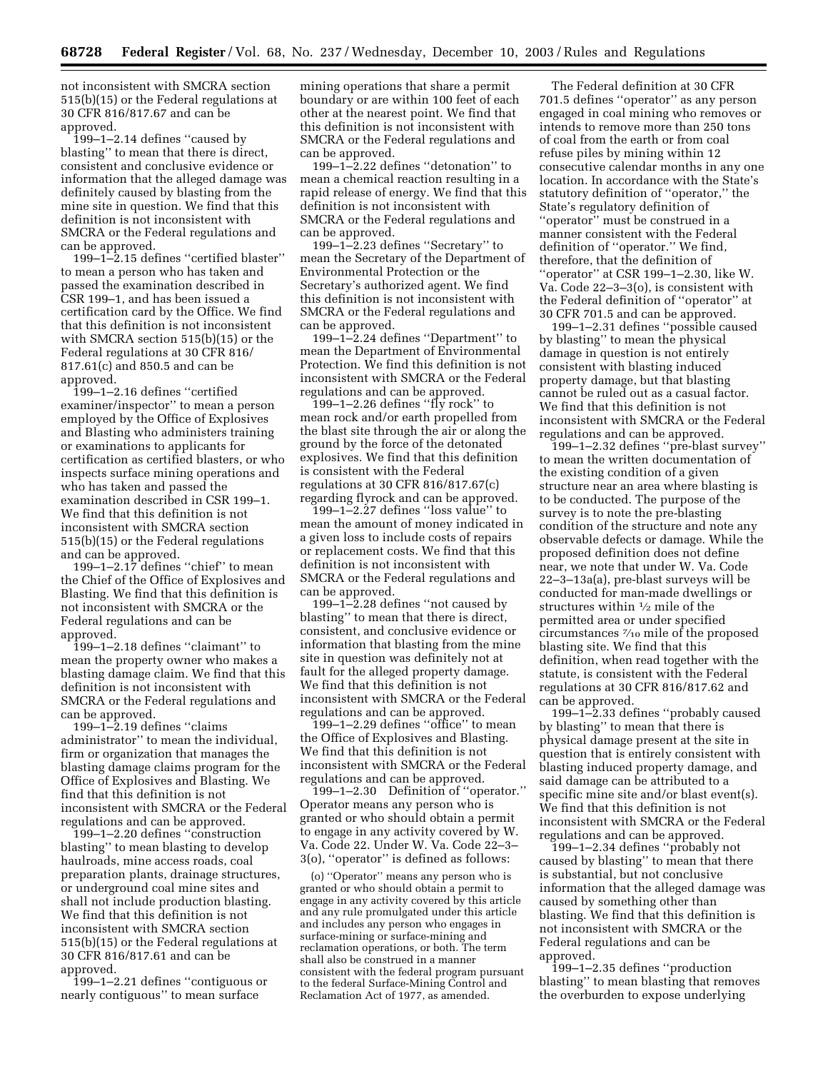not inconsistent with SMCRA section 515(b)(15) or the Federal regulations at 30 CFR 816/817.67 and can be approved.

199–1–2.14 defines ''caused by blasting'' to mean that there is direct, consistent and conclusive evidence or information that the alleged damage was definitely caused by blasting from the mine site in question. We find that this definition is not inconsistent with SMCRA or the Federal regulations and can be approved.

199–1–2.15 defines ''certified blaster'' to mean a person who has taken and passed the examination described in CSR 199–1, and has been issued a certification card by the Office. We find that this definition is not inconsistent with SMCRA section 515(b)(15) or the Federal regulations at 30 CFR 816/817.61(c) and 850.5 and can be approved.

199–1–2.16 defines ''certified examiner/inspector'' to mean a person employed by the Office of Explosives and Blasting who administers training or examinations to applicants for certification as certified blasters, or who inspects surface mining operations and who has taken and passed the examination described in CSR 199–1. We find that this definition is not inconsistent with SMCRA section 515(b)(15) or the Federal regulations and can be approved.

199–1–2.17 defines ''chief'' to mean the Chief of the Office of Explosives and Blasting. We find that this definition is not inconsistent with SMCRA or the Federal regulations and can be approved.

199–1–2.18 defines ''claimant'' to mean the property owner who makes a blasting damage claim. We find that this definition is not inconsistent with SMCRA or the Federal regulations and can be approved.

199–1–2.19 defines ''claims administrator'' to mean the individual, firm or organization that manages the blasting damage claims program for the Office of Explosives and Blasting. We find that this definition is not inconsistent with SMCRA or the Federal regulations and can be approved.

199–1–2.20 defines ''construction blasting'' to mean blasting to develop haulroads, mine access roads, coal preparation plants, drainage structures, or underground coal mine sites and shall not include production blasting. We find that this definition is not inconsistent with SMCRA section 515(b)(15) or the Federal regulations at 30 CFR 816/817.61 and can be approved.

199–1–2.21 defines ''contiguous or nearly contiguous'' to mean surface mining operations that share a permit boundary or are within 100 feet of each other at the nearest point. We find that this definition is not inconsistent with SMCRA or the Federal regulations and can be approved.

199–1–2.22 defines ''detonation'' to mean a chemical reaction resulting in a rapid release of energy. We find that this definition is not inconsistent with SMCRA or the Federal regulations and can be approved.

199–1–2.23 defines ''Secretary'' to mean the Secretary of the Department of Environmental Protection or the Secretary's authorized agent. We find this definition is not inconsistent with SMCRA or the Federal regulations and can be approved.

199–1–2.24 defines ''Department'' to mean the Department of Environmental Protection. We find this definition is not inconsistent with SMCRA or the Federal regulations and can be approved.

199–1–2.26 defines ''fly rock'' to mean rock and/or earth propelled from the blast site through the air or along the ground by the force of the detonated explosives. We find that this definition is consistent with the Federal regulations at 30 CFR 816/817.67(c) regarding flyrock and can be approved.

199–1–2.27 defines ''loss value'' to mean the amount of money indicated in a given loss to include costs of repairs or replacement costs. We find that this definition is not inconsistent with SMCRA or the Federal regulations and can be approved.

199–1–2.28 defines ''not caused by blasting'' to mean that there is direct, consistent, and conclusive evidence or information that blasting from the mine site in question was definitely not at fault for the alleged property damage. We find that this definition is not inconsistent with SMCRA or the Federal regulations and can be approved.

199–1–2.29 defines ''office'' to mean the Office of Explosives and Blasting. We find that this definition is not inconsistent with SMCRA or the Federal regulations and can be approved.

199–1–2.30 Definition of ''operator.'' Operator means any person who is granted or who should obtain a permit to engage in any activity covered by W. Va. Code 22. Under W. Va. Code 22–3–3(o), ''operator'' is defined as follows:

> (o) ''Operator'' means any person who is granted or who should obtain a permit to engage in any activity covered by this article and any rule promulgated under this article and includes any person who engages in surface-mining or surface-mining and reclamation operations, or both. The term shall also be construed in a manner consistent with the federal program pursuant to the federal Surface-Mining Control and Reclamation Act of 1977, as amended.

The Federal definition at 30 CFR 701.5 defines ''operator'' as any person engaged in coal mining who removes or intends to remove more than 250 tons of coal from the earth or from coal refuse piles by mining within 12 consecutive calendar months in any one location. In accordance with the State's statutory definition of ''operator,'' the State's regulatory definition of ''operator'' must be construed in a manner consistent with the Federal definition of ''operator.'' We find, therefore, that the definition of ''operator'' at CSR 199–1–2.30, like W. Va. Code 22–3–3(o), is consistent with the Federal definition of ''operator'' at 30 CFR 701.5 and can be approved.

199–1–2.31 defines ''possible caused by blasting'' to mean the physical damage in question is not entirely consistent with blasting induced property damage, but that blasting cannot be ruled out as a casual factor. We find that this definition is not inconsistent with SMCRA or the Federal regulations and can be approved.

199–1–2.32 defines ''pre-blast survey'' to mean the written documentation of the existing condition of a given structure near an area where blasting is to be conducted. The purpose of the survey is to note the pre-blasting condition of the structure and note any observable defects or damage. While the proposed definition does not define near, we note that under W. Va. Code 22–3–13a(a), pre-blast surveys will be conducted for man-made dwellings or structures within ½ mile of the permitted area or under specified circumstances 7⁄10 mile of the proposed blasting site. We find that this definition, when read together with the statute, is consistent with the Federal regulations at 30 CFR 816/817.62 and can be approved.

199–1–2.33 defines ''probably caused by blasting'' to mean that there is physical damage present at the site in question that is entirely consistent with blasting induced property damage, and said damage can be attributed to a specific mine site and/or blast event(s). We find that this definition is not inconsistent with SMCRA or the Federal regulations and can be approved.

199–1–2.34 defines ''probably not caused by blasting'' to mean that there is substantial, but not conclusive information that the alleged damage was caused by something other than blasting. We find that this definition is not inconsistent with SMCRA or the Federal regulations and can be approved.

199–1–2.35 defines ''production blasting'' to mean blasting that removes the overburden to expose underlying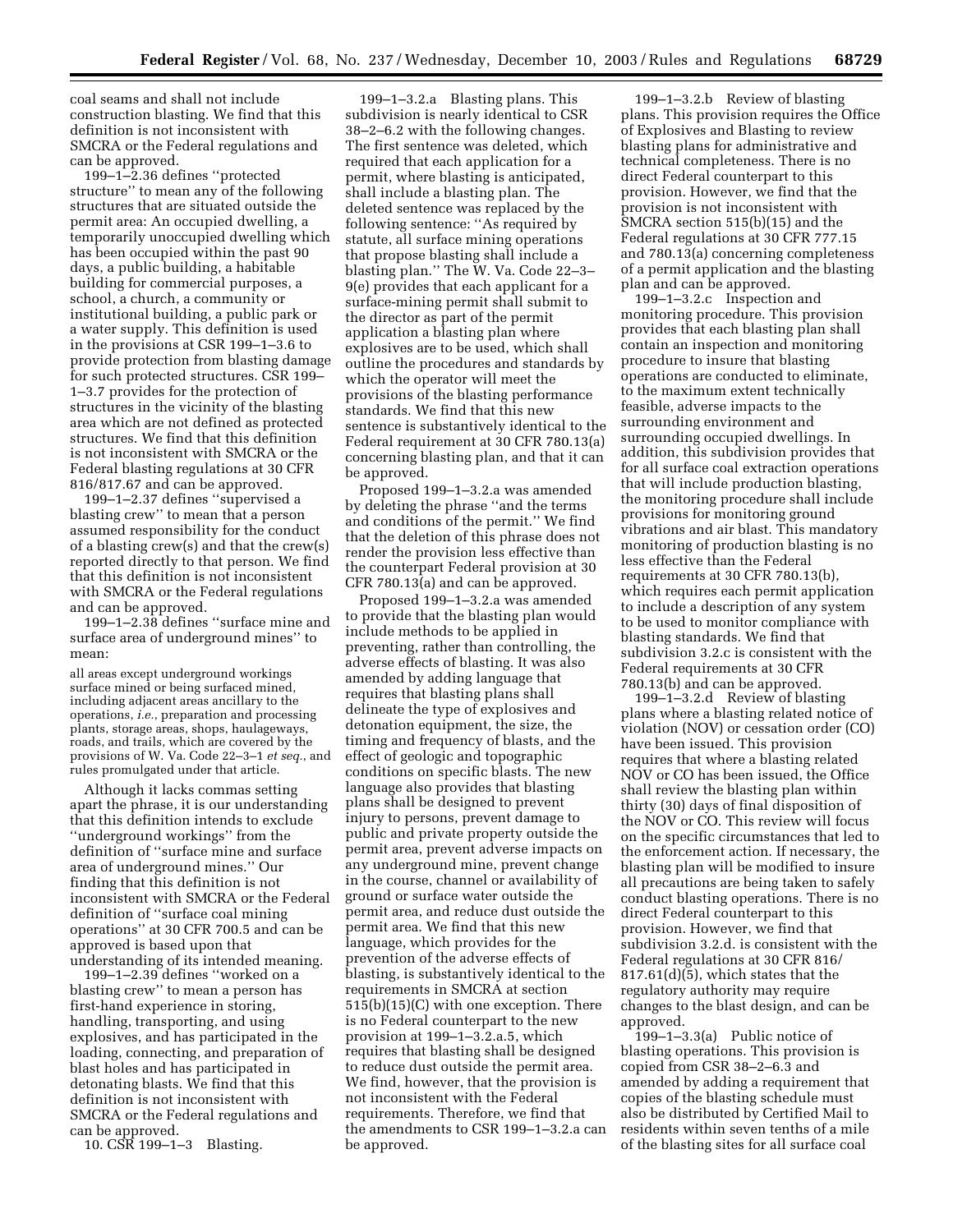coal seams and shall not include construction blasting. We find that this definition is not inconsistent with SMCRA or the Federal regulations and can be approved.

199–1–2.36 defines ''protected structure'' to mean any of the following structures that are situated outside the permit area: An occupied dwelling, a temporarily unoccupied dwelling which has been occupied within the past 90 days, a public building, a habitable building for commercial purposes, a school, a church, a community or institutional building, a public park or a water supply. This definition is used in the provisions at CSR 199–1–3.6 to provide protection from blasting damage for such protected structures. CSR 199–1–3.7 provides for the protection of structures in the vicinity of the blasting area which are not defined as protected structures. We find that this definition is not inconsistent with SMCRA or the Federal blasting regulations at 30 CFR 816/817.67 and can be approved.

199–1–2.37 defines ''supervised a blasting crew'' to mean that a person assumed responsibility for the conduct of a blasting crew(s) and that the crew(s) reported directly to that person. We find that this definition is not inconsistent with SMCRA or the Federal regulations and can be approved.

199–1–2.38 defines ''surface mine and surface area of underground mines'' to mean:

> all areas except underground workings surface mined or being surfaced mined, including adjacent areas ancillary to the operations, *i.e.*, preparation and processing plants, storage areas, shops, haulageways, roads, and trails, which are covered by the provisions of W. Va. Code 22–3–1 *et seq.*, and rules promulgated under that article.

Although it lacks commas setting apart the phrase, it is our understanding that this definition intends to exclude ''underground workings'' from the definition of ''surface mine and surface area of underground mines.'' Our finding that this definition is not inconsistent with SMCRA or the Federal definition of ''surface coal mining operations'' at 30 CFR 700.5 and can be approved is based upon that understanding of its intended meaning.

199–1–2.39 defines ''worked on a blasting crew'' to mean a person has first-hand experience in storing, handling, transporting, and using explosives, and has participated in the loading, connecting, and preparation of blast holes and has participated in detonating blasts. We find that this definition is not inconsistent with SMCRA or the Federal regulations and can be approved.

10. CSR 199–1–3 Blasting.

199–1–3.2.a Blasting plans. This subdivision is nearly identical to CSR 38–2–6.2 with the following changes. The first sentence was deleted, which required that each application for a permit, where blasting is anticipated, shall include a blasting plan. The deleted sentence was replaced by the following sentence: ''As required by statute, all surface mining operations that propose blasting shall include a blasting plan.'' The W. Va. Code 22–3–9(e) provides that each applicant for a surface-mining permit shall submit to the director as part of the permit application a blasting plan where explosives are to be used, which shall outline the procedures and standards by which the operator will meet the provisions of the blasting performance standards. We find that this new sentence is substantively identical to the Federal requirement at 30 CFR 780.13(a) concerning blasting plan, and that it can be approved.

Proposed 199–1–3.2.a was amended by deleting the phrase ''and the terms and conditions of the permit.'' We find that the deletion of this phrase does not render the provision less effective than the counterpart Federal provision at 30 CFR 780.13(a) and can be approved.

Proposed 199–1–3.2.a was amended to provide that the blasting plan would include methods to be applied in preventing, rather than controlling, the adverse effects of blasting. It was also amended by adding language that requires that blasting plans shall delineate the type of explosives and detonation equipment, the size, the timing and frequency of blasts, and the effect of geologic and topographic conditions on specific blasts. The new language also provides that blasting plans shall be designed to prevent injury to persons, prevent damage to public and private property outside the permit area, prevent adverse impacts on any underground mine, prevent change in the course, channel or availability of ground or surface water outside the permit area, and reduce dust outside the permit area. We find that this new language, which provides for the prevention of the adverse effects of blasting, is substantively identical to the requirements in SMCRA at section 515(b)(15)(C) with one exception. There is no Federal counterpart to the new provision at 199–1–3.2.a.5, which requires that blasting shall be designed to reduce dust outside the permit area. We find, however, that the provision is not inconsistent with the Federal requirements. Therefore, we find that the amendments to CSR 199–1–3.2.a can be approved.

199–1–3.2.b Review of blasting plans. This provision requires the Office of Explosives and Blasting to review blasting plans for administrative and technical completeness. There is no direct Federal counterpart to this provision. However, we find that the provision is not inconsistent with SMCRA section 515(b)(15) and the Federal regulations at 30 CFR 777.15 and 780.13(a) concerning completeness of a permit application and the blasting plan and can be approved.

199–1–3.2.c Inspection and monitoring procedure. This provision provides that each blasting plan shall contain an inspection and monitoring procedure to insure that blasting operations are conducted to eliminate, to the maximum extent technically feasible, adverse impacts to the surrounding environment and surrounding occupied dwellings. In addition, this subdivision provides that for all surface coal extraction operations that will include production blasting, the monitoring procedure shall include provisions for monitoring ground vibrations and air blast. This mandatory monitoring of production blasting is no less effective than the Federal requirements at 30 CFR 780.13(b), which requires each permit application to include a description of any system to be used to monitor compliance with blasting standards. We find that subdivision 3.2.c is consistent with the Federal requirements at 30 CFR 780.13(b) and can be approved.

199–1–3.2.d Review of blasting plans where a blasting related notice of violation (NOV) or cessation order (CO) have been issued. This provision requires that where a blasting related NOV or CO has been issued, the Office shall review the blasting plan within thirty (30) days of final disposition of the NOV or CO. This review will focus on the specific circumstances that led to the enforcement action. If necessary, the blasting plan will be modified to insure all precautions are being taken to safely conduct blasting operations. There is no direct Federal counterpart to this provision. However, we find that subdivision 3.2.d. is consistent with the Federal regulations at 30 CFR 816/817.61(d)(5), which states that the regulatory authority may require changes to the blast design, and can be approved.

199–1–3.3(a) Public notice of blasting operations. This provision is copied from CSR 38–2–6.3 and amended by adding a requirement that copies of the blasting schedule must also be distributed by Certified Mail to residents within seven tenths of a mile of the blasting sites for all surface coal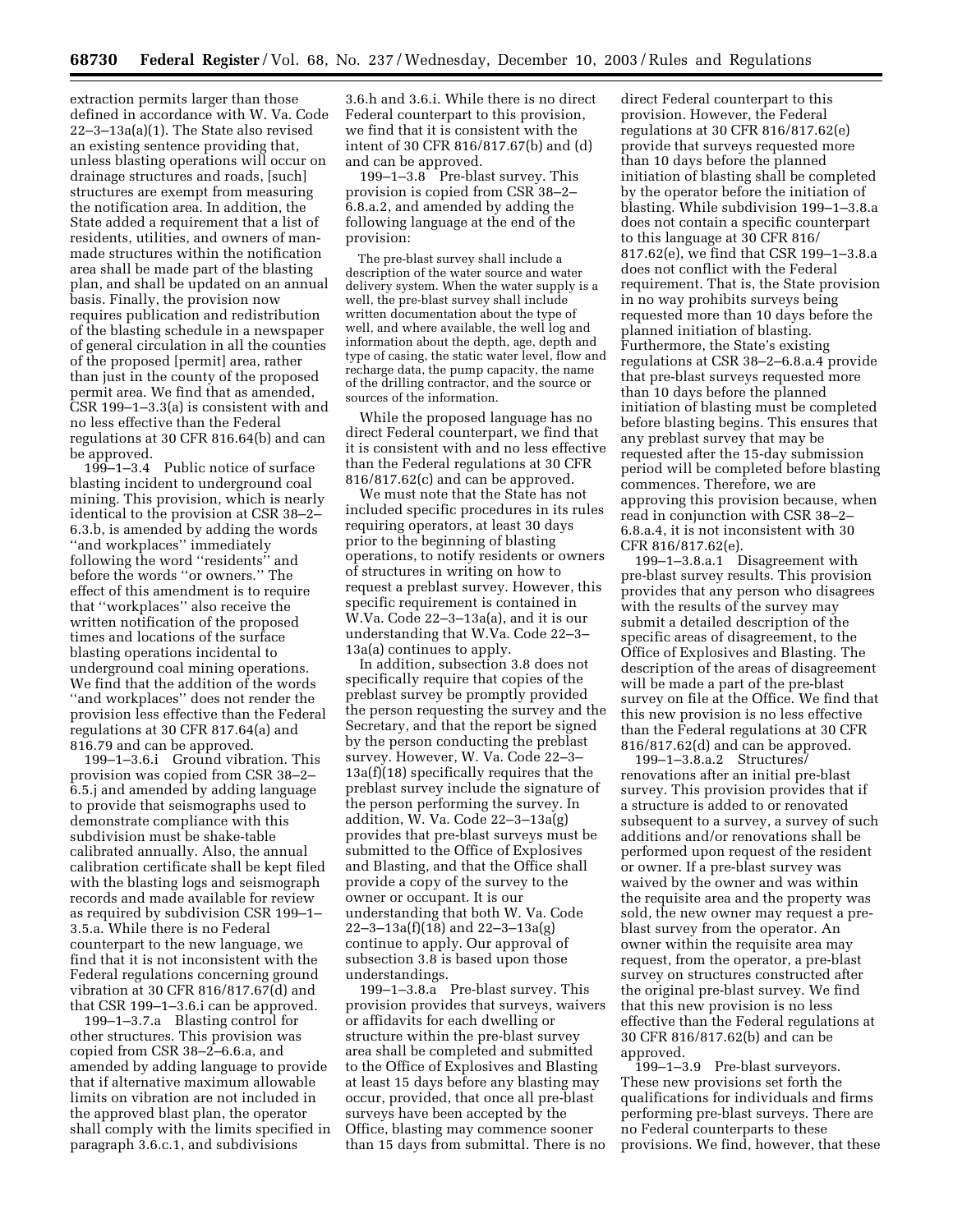extraction permits larger than those defined in accordance with W. Va. Code 22–3–13a(a)(1). The State also revised an existing sentence providing that, unless blasting operations will occur on drainage structures and roads, [such] structures are exempt from measuring the notification area. In addition, the State added a requirement that a list of residents, utilities, and owners of man-made structures within the notification area shall be made part of the blasting plan, and shall be updated on an annual basis. Finally, the provision now requires publication and redistribution of the blasting schedule in a newspaper of general circulation in all the counties of the proposed [permit] area, rather than just in the county of the proposed permit area. We find that as amended, CSR 199–1–3.3(a) is consistent with and no less effective than the Federal regulations at 30 CFR 816.64(b) and can be approved.

199–1–3.4 Public notice of surface blasting incident to underground coal mining. This provision, which is nearly identical to the provision at CSR 38–2–6.3.b, is amended by adding the words ''and workplaces'' immediately following the word ''residents'' and before the words ''or owners.'' The effect of this amendment is to require that ''workplaces'' also receive the written notification of the proposed times and locations of the surface blasting operations incidental to underground coal mining operations. We find that the addition of the words ''and workplaces'' does not render the provision less effective than the Federal regulations at 30 CFR 817.64(a) and 816.79 and can be approved.

199–1–3.6.i Ground vibration. This provision was copied from CSR 38–2–6.5.j and amended by adding language to provide that seismographs used to demonstrate compliance with this subdivision must be shake-table calibrated annually. Also, the annual calibration certificate shall be kept filed with the blasting logs and seismograph records and made available for review as required by subdivision CSR 199–1–3.5.a. While there is no Federal counterpart to the new language, we find that it is not inconsistent with the Federal regulations concerning ground vibration at 30 CFR 816/817.67(d) and that CSR 199–1–3.6.i can be approved.

199–1–3.7.a Blasting control for other structures. This provision was copied from CSR 38–2–6.6.a, and amended by adding language to provide that if alternative maximum allowable limits on vibration are not included in the approved blast plan, the operator shall comply with the limits specified in paragraph 3.6.c.1, and subdivisions 3.6.h and 3.6.i. While there is no direct Federal counterpart to this provision, we find that it is consistent with the intent of 30 CFR 816/817.67(b) and (d) and can be approved.

199–1–3.8 Pre-blast survey. This provision is copied from CSR 38–2–6.8.a.2, and amended by adding the following language at the end of the provision:

> The pre-blast survey shall include a description of the water source and water delivery system. When the water supply is a well, the pre-blast survey shall include written documentation about the type of well, and where available, the well log and information about the depth, age, depth and type of casing, the static water level, flow and recharge data, the pump capacity, the name of the drilling contractor, and the source or sources of the information.

While the proposed language has no direct Federal counterpart, we find that it is consistent with and no less effective than the Federal regulations at 30 CFR 816/817.62(c) and can be approved.

We must note that the State has not included specific procedures in its rules requiring operators, at least 30 days prior to the beginning of blasting operations, to notify residents or owners of structures in writing on how to request a preblast survey. However, this specific requirement is contained in W.Va. Code 22–3–13a(a), and it is our understanding that W.Va. Code 22–3–13a(a) continues to apply.

In addition, subsection 3.8 does not specifically require that copies of the preblast survey be promptly provided the person requesting the survey and the Secretary, and that the report be signed by the person conducting the preblast survey. However, W. Va. Code 22–3–13a(f)(18) specifically requires that the preblast survey include the signature of the person performing the survey. In addition, W. Va. Code 22–3–13a(g) provides that pre-blast surveys must be submitted to the Office of Explosives and Blasting, and that the Office shall provide a copy of the survey to the owner or occupant. It is our understanding that both W. Va. Code 22–3–13a(f)(18) and 22–3–13a(g) continue to apply. Our approval of subsection 3.8 is based upon those understandings.

199–1–3.8.a Pre-blast survey. This provision provides that surveys, waivers or affidavits for each dwelling or structure within the pre-blast survey area shall be completed and submitted to the Office of Explosives and Blasting at least 15 days before any blasting may occur, provided, that once all pre-blast surveys have been accepted by the Office, blasting may commence sooner than 15 days from submittal. There is no direct Federal counterpart to this provision. However, the Federal regulations at 30 CFR 816/817.62(e) provide that surveys requested more than 10 days before the planned initiation of blasting shall be completed by the operator before the initiation of blasting. While subdivision 199–1–3.8.a does not contain a specific counterpart to this language at 30 CFR 816/817.62(e), we find that CSR 199–1–3.8.a does not conflict with the Federal requirement. That is, the State provision in no way prohibits surveys being requested more than 10 days before the planned initiation of blasting. Furthermore, the State's existing regulations at CSR 38–2–6.8.a.4 provide that pre-blast surveys requested more than 10 days before the planned initiation of blasting must be completed before blasting begins. This ensures that any preblast survey that may be requested after the 15-day submission period will be completed before blasting commences. Therefore, we are approving this provision because, when read in conjunction with CSR 38–2–6.8.a.4, it is not inconsistent with 30 CFR 816/817.62(e).

199–1–3.8.a.1 Disagreement with pre-blast survey results. This provision provides that any person who disagrees with the results of the survey may submit a detailed description of the specific areas of disagreement, to the Office of Explosives and Blasting. The description of the areas of disagreement will be made a part of the pre-blast survey on file at the Office. We find that this new provision is no less effective than the Federal regulations at 30 CFR 816/817.62(d) and can be approved.

199–1–3.8.a.2 Structures/renovations after an initial pre-blast survey. This provision provides that if a structure is added to or renovated subsequent to a survey, a survey of such additions and/or renovations shall be performed upon request of the resident or owner. If a pre-blast survey was waived by the owner and was within the requisite area and the property was sold, the new owner may request a pre-blast survey from the operator. An owner within the requisite area may request, from the operator, a pre-blast survey on structures constructed after the original pre-blast survey. We find that this new provision is no less effective than the Federal regulations at 30 CFR 816/817.62(b) and can be approved.

199–1–3.9 Pre-blast surveyors. These new provisions set forth the qualifications for individuals and firms performing pre-blast surveys. There are no Federal counterparts to these provisions. We find, however, that these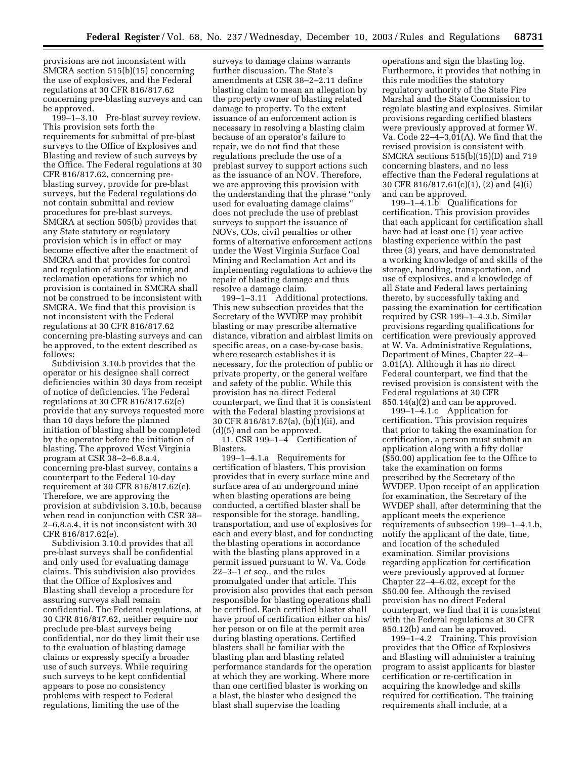provisions are not inconsistent with SMCRA section 515(b)(15) concerning the use of explosives, and the Federal regulations at 30 CFR 816/817.62 concerning pre-blasting surveys and can be approved.

199–1–3.10 Pre-blast survey review. This provision sets forth the requirements for submittal of pre-blast surveys to the Office of Explosives and Blasting and review of such surveys by the Office. The Federal regulations at 30 CFR 816/817.62, concerning pre-blasting survey, provide for pre-blast surveys, but the Federal regulations do not contain submittal and review procedures for pre-blast surveys. SMCRA at section 505(b) provides that any State statutory or regulatory provision which is in effect or may become effective after the enactment of SMCRA and that provides for control and regulation of surface mining and reclamation operations for which no provision is contained in SMCRA shall not be construed to be inconsistent with SMCRA. We find that this provision is not inconsistent with the Federal regulations at 30 CFR 816/817.62 concerning pre-blasting surveys and can be approved, to the extent described as follows:

Subdivision 3.10.b provides that the operator or his designee shall correct deficiencies within 30 days from receipt of notice of deficiencies. The Federal regulations at 30 CFR 816/817.62(e) provide that any surveys requested more than 10 days before the planned initiation of blasting shall be completed by the operator before the initiation of blasting. The approved West Virginia program at CSR 38–2–6.8.a.4, concerning pre-blast survey, contains a counterpart to the Federal 10-day requirement at 30 CFR 816/817.62(e). Therefore, we are approving the provision at subdivision 3.10.b, because when read in conjunction with CSR 38–2–6.8.a.4, it is not inconsistent with 30 CFR 816/817.62(e).

Subdivision 3.10.d provides that all pre-blast surveys shall be confidential and only used for evaluating damage claims. This subdivision also provides that the Office of Explosives and Blasting shall develop a procedure for assuring surveys shall remain confidential. The Federal regulations, at 30 CFR 816/817.62, neither require nor preclude pre-blast surveys being confidential, nor do they limit their use to the evaluation of blasting damage claims or expressly specify a broader use of such surveys. While requiring such surveys to be kept confidential appears to pose no consistency problems with respect to Federal regulations, limiting the use of the surveys to damage claims warrants further discussion. The State's amendments at CSR 38–2–2.11 define blasting claim to mean an allegation by the property owner of blasting related damage to property. To the extent issuance of an enforcement action is necessary in resolving a blasting claim because of an operator's failure to repair, we do not find that these regulations preclude the use of a preblast survey to support actions such as the issuance of an NOV. Therefore, we are approving this provision with the understanding that the phrase "only used for evaluating damage claims" does not preclude the use of preblast surveys to support the issuance of NOVs, COs, civil penalties or other forms of alternative enforcement actions under the West Virginia Surface Coal Mining and Reclamation Act and its implementing regulations to achieve the repair of blasting damage and thus resolve a damage claim.

199–1–3.11 Additional protections. This new subsection provides that the Secretary of the WVDEP may prohibit blasting or may prescribe alternative distance, vibration and airblast limits on specific areas, on a case-by-case basis, where research establishes it is necessary, for the protection of public or private property, or the general welfare and safety of the public. While this provision has no direct Federal counterpart, we find that it is consistent with the Federal blasting provisions at 30 CFR 816/817.67(a), (b)(1)(ii), and (d)(5) and can be approved.

11. CSR 199–1–4 Certification of Blasters.

199–1–4.1.a Requirements for certification of blasters. This provision provides that in every surface mine and surface area of an underground mine when blasting operations are being conducted, a certified blaster shall be responsible for the storage, handling, transportation, and use of explosives for each and every blast, and for conducting the blasting operations in accordance with the blasting plans approved in a permit issued pursuant to W. Va. Code 22–3–1 *et seq.*, and the rules promulgated under that article. This provision also provides that each person responsible for blasting operations shall be certified. Each certified blaster shall have proof of certification either on his/her person or on file at the permit area during blasting operations. Certified blasters shall be familiar with the blasting plan and blasting related performance standards for the operation at which they are working. Where more than one certified blaster is working on a blast, the blaster who designed the blast shall supervise the loading operations and sign the blasting log. Furthermore, it provides that nothing in this rule modifies the statutory regulatory authority of the State Fire Marshal and the State Commission to regulate blasting and explosives. Similar provisions regarding certified blasters were previously approved at former W. Va. Code 22–4–3.01(A). We find that the revised provision is consistent with SMCRA sections 515(b)(15)(D) and 719 concerning blasters, and no less effective than the Federal regulations at 30 CFR 816/817.61(c)(1), (2) and (4)(i) and can be approved.

199–1–4.1.b Qualifications for certification. This provision provides that each applicant for certification shall have had at least one (1) year active blasting experience within the past three (3) years, and have demonstrated a working knowledge of and skills of the storage, handling, transportation, and use of explosives, and a knowledge of all State and Federal laws pertaining thereto, by successfully taking and passing the examination for certification required by CSR 199–1–4.3.b. Similar provisions regarding qualifications for certification were previously approved at W. Va. Administrative Regulations, Department of Mines, Chapter 22–4–3.01(A). Although it has no direct Federal counterpart, we find that the revised provision is consistent with the Federal regulations at 30 CFR 850.14(a)(2) and can be approved.

199–1–4.1.c Application for certification. This provision requires that prior to taking the examination for certification, a person must submit an application along with a fifty dollar ($50.00) application fee to the Office to take the examination on forms prescribed by the Secretary of the WVDEP. Upon receipt of an application for examination, the Secretary of the WVDEP shall, after determining that the applicant meets the experience requirements of subsection 199–1–4.1.b, notify the applicant of the date, time, and location of the scheduled examination. Similar provisions regarding application for certification were previously approved at former Chapter 22–4–6.02, except for the $50.00 fee. Although the revised provision has no direct Federal counterpart, we find that it is consistent with the Federal regulations at 30 CFR 850.12(b) and can be approved.

199–1–4.2 Training. This provision provides that the Office of Explosives and Blasting will administer a training program to assist applicants for blaster certification or re-certification in acquiring the knowledge and skills required for certification. The training requirements shall include, at a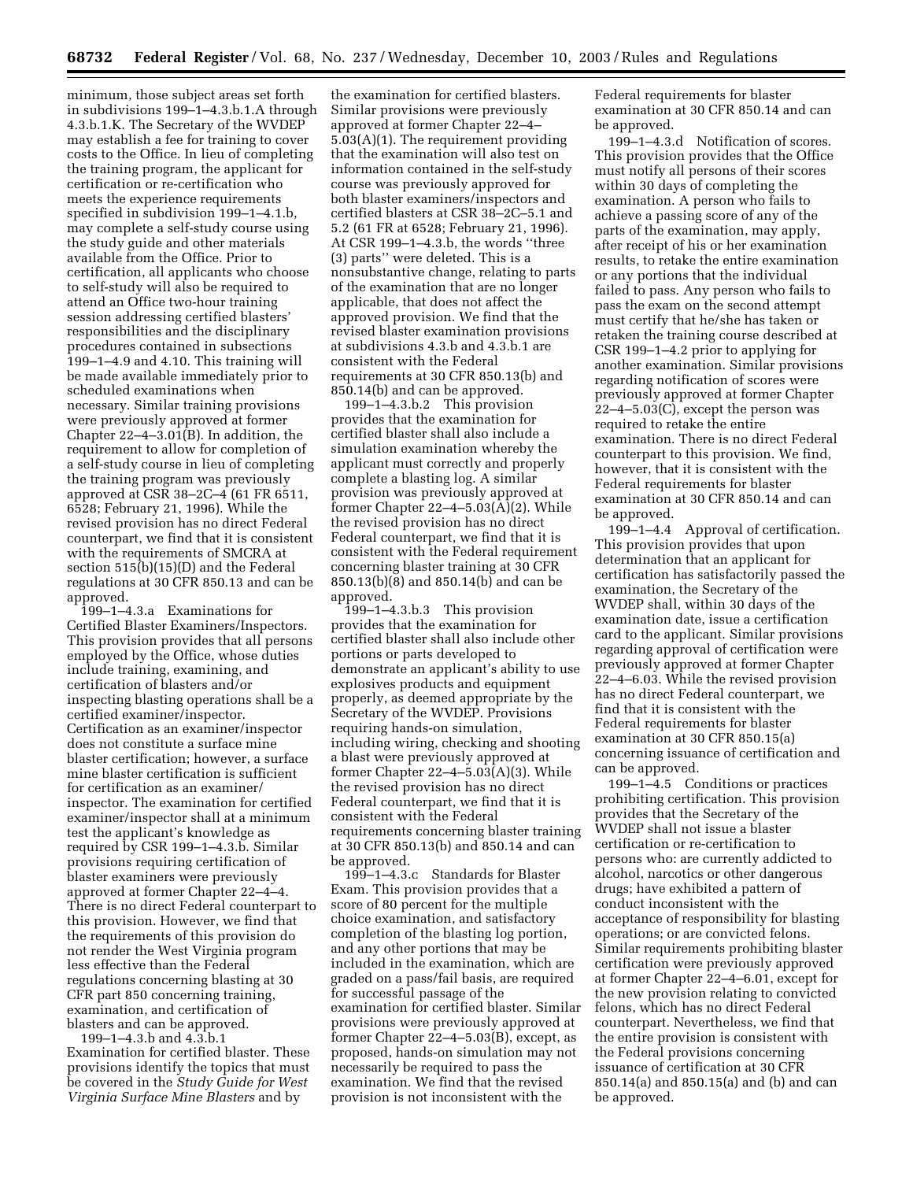minimum, those subject areas set forth in subdivisions 199–1–4.3.b.1.A through 4.3.b.1.K. The Secretary of the WVDEP may establish a fee for training to cover costs to the Office. In lieu of completing the training program, the applicant for certification or re-certification who meets the experience requirements specified in subdivision 199–1–4.1.b, may complete a self-study course using the study guide and other materials available from the Office. Prior to certification, all applicants who choose to self-study will also be required to attend an Office two-hour training session addressing certified blasters' responsibilities and the disciplinary procedures contained in subsections 199–1–4.9 and 4.10. This training will be made available immediately prior to scheduled examinations when necessary. Similar training provisions were previously approved at former Chapter 22–4–3.01(B). In addition, the requirement to allow for completion of a self-study course in lieu of completing the training program was previously approved at CSR 38–2C–4 (61 FR 6511, 6528; February 21, 1996). While the revised provision has no direct Federal counterpart, we find that it is consistent with the requirements of SMCRA at section 515(b)(15)(D) and the Federal regulations at 30 CFR 850.13 and can be approved.

199–1–4.3.a Examinations for Certified Blaster Examiners/Inspectors. This provision provides that all persons employed by the Office, whose duties include training, examining, and certification of blasters and/or inspecting blasting operations shall be a certified examiner/inspector. Certification as an examiner/inspector does not constitute a surface mine blaster certification; however, a surface mine blaster certification is sufficient for certification as an examiner/inspector. The examination for certified examiner/inspector shall at a minimum test the applicant's knowledge as required by CSR 199–1–4.3.b. Similar provisions requiring certification of blaster examiners were previously approved at former Chapter 22–4–4. There is no direct Federal counterpart to this provision. However, we find that the requirements of this provision do not render the West Virginia program less effective than the Federal regulations concerning blasting at 30 CFR part 850 concerning training, examination, and certification of blasters and can be approved.

199–1–4.3.b and 4.3.b.1 Examination for certified blaster. These provisions identify the topics that must be covered in the *Study Guide for West Virginia Surface Mine Blasters* and by the examination for certified blasters. Similar provisions were previously approved at former Chapter 22–4–5.03(A)(1). The requirement providing that the examination will also test on information contained in the self-study course was previously approved for both blaster examiners/inspectors and certified blasters at CSR 38–2C–5.1 and 5.2 (61 FR at 6528; February 21, 1996). At CSR 199–1–4.3.b, the words "three (3) parts" were deleted. This is a nonsubstantive change, relating to parts of the examination that are no longer applicable, that does not affect the approved provision. We find that the revised blaster examination provisions at subdivisions 4.3.b and 4.3.b.1 are consistent with the Federal requirements at 30 CFR 850.13(b) and 850.14(b) and can be approved.

199–1–4.3.b.2 This provision provides that the examination for certified blaster shall also include a simulation examination whereby the applicant must correctly and properly complete a blasting log. A similar provision was previously approved at former Chapter 22–4–5.03(A)(2). While the revised provision has no direct Federal counterpart, we find that it is consistent with the Federal requirement concerning blaster training at 30 CFR 850.13(b)(8) and 850.14(b) and can be approved.

199–1–4.3.b.3 This provision provides that the examination for certified blaster shall also include other portions or parts developed to demonstrate an applicant's ability to use explosives products and equipment properly, as deemed appropriate by the Secretary of the WVDEP. Provisions requiring hands-on simulation, including wiring, checking and shooting a blast were previously approved at former Chapter 22–4–5.03(A)(3). While the revised provision has no direct Federal counterpart, we find that it is consistent with the Federal requirements concerning blaster training at 30 CFR 850.13(b) and 850.14 and can be approved.

199–1–4.3.c Standards for Blaster Exam. This provision provides that a score of 80 percent for the multiple choice examination, and satisfactory completion of the blasting log portion, and any other portions that may be included in the examination, which are graded on a pass/fail basis, are required for successful passage of the examination for certified blaster. Similar provisions were previously approved at former Chapter 22–4–5.03(B), except, as proposed, hands-on simulation may not necessarily be required to pass the examination. We find that the revised provision is not inconsistent with the Federal requirements for blaster examination at 30 CFR 850.14 and can be approved.

199–1–4.3.d Notification of scores. This provision provides that the Office must notify all persons of their scores within 30 days of completing the examination. A person who fails to achieve a passing score of any of the parts of the examination, may apply, after receipt of his or her examination results, to retake the entire examination or any portions that the individual failed to pass. Any person who fails to pass the exam on the second attempt must certify that he/she has taken or retaken the training course described at CSR 199–1–4.2 prior to applying for another examination. Similar provisions regarding notification of scores were previously approved at former Chapter 22–4–5.03(C), except the person was required to retake the entire examination. There is no direct Federal counterpart to this provision. We find, however, that it is consistent with the Federal requirements for blaster examination at 30 CFR 850.14 and can be approved.

199–1–4.4 Approval of certification. This provision provides that upon determination that an applicant for certification has satisfactorily passed the examination, the Secretary of the WVDEP shall, within 30 days of the examination date, issue a certification card to the applicant. Similar provisions regarding approval of certification were previously approved at former Chapter 22–4–6.03. While the revised provision has no direct Federal counterpart, we find that it is consistent with the Federal requirements for blaster examination at 30 CFR 850.15(a) concerning issuance of certification and can be approved.

199–1–4.5 Conditions or practices prohibiting certification. This provision provides that the Secretary of the WVDEP shall not issue a blaster certification or re-certification to persons who: are currently addicted to alcohol, narcotics or other dangerous drugs; have exhibited a pattern of conduct inconsistent with the acceptance of responsibility for blasting operations; or are convicted felons. Similar requirements prohibiting blaster certification were previously approved at former Chapter 22–4–6.01, except for the new provision relating to convicted felons, which has no direct Federal counterpart. Nevertheless, we find that the entire provision is consistent with the Federal provisions concerning issuance of certification at 30 CFR 850.14(a) and 850.15(a) and (b) and can be approved.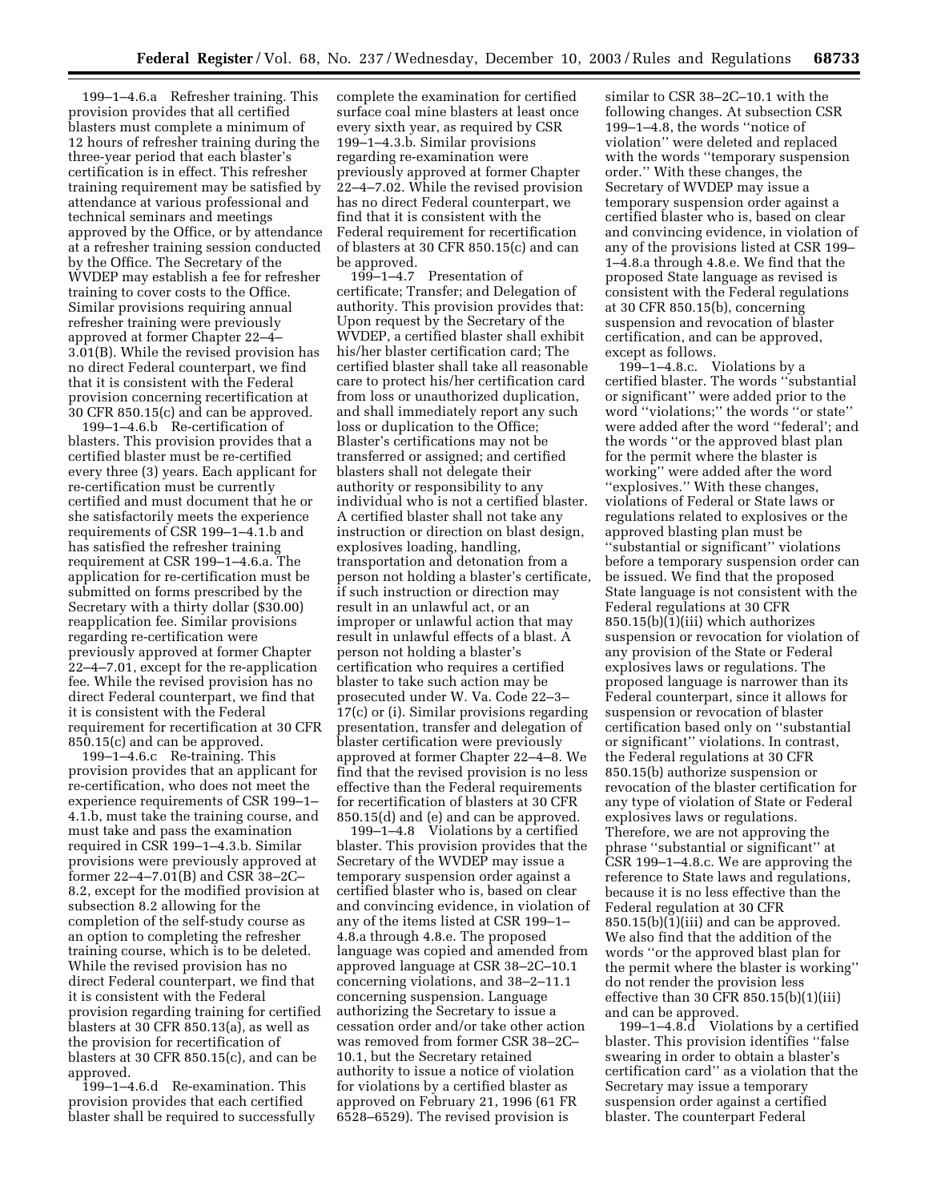199–1–4.6.a Refresher training. This provision provides that all certified blasters must complete a minimum of 12 hours of refresher training during the three-year period that each blaster's certification is in effect. This refresher training requirement may be satisfied by attendance at various professional and technical seminars and meetings approved by the Office, or by attendance at a refresher training session conducted by the Office. The Secretary of the WVDEP may establish a fee for refresher training to cover costs to the Office. Similar provisions requiring annual refresher training were previously approved at former Chapter 22–4–3.01(B). While the revised provision has no direct Federal counterpart, we find that it is consistent with the Federal provision concerning recertification at 30 CFR 850.15(c) and can be approved.

199–1–4.6.b Re-certification of blasters. This provision provides that a certified blaster must be re-certified every three (3) years. Each applicant for re-certification must be currently certified and must document that he or she satisfactorily meets the experience requirements of CSR 199–1–4.1.b and has satisfied the refresher training requirement at CSR 199–1–4.6.a. The application for re-certification must be submitted on forms prescribed by the Secretary with a thirty dollar ($30.00) reapplication fee. Similar provisions regarding re-certification were previously approved at former Chapter 22–4–7.01, except for the re-application fee. While the revised provision has no direct Federal counterpart, we find that it is consistent with the Federal requirement for recertification at 30 CFR 850.15(c) and can be approved.

199–1–4.6.c Re-training. This provision provides that an applicant for re-certification, who does not meet the experience requirements of CSR 199–1–4.1.b, must take the training course, and must take and pass the examination required in CSR 199–1–4.3.b. Similar provisions were previously approved at former 22–4–7.01(B) and CSR 38–2C–8.2, except for the modified provision at subsection 8.2 allowing for the completion of the self-study course as an option to completing the refresher training course, which is to be deleted. While the revised provision has no direct Federal counterpart, we find that it is consistent with the Federal provision regarding training for certified blasters at 30 CFR 850.13(a), as well as the provision for recertification of blasters at 30 CFR 850.15(c), and can be approved.

199–1–4.6.d Re-examination. This provision provides that each certified blaster shall be required to successfully complete the examination for certified surface coal mine blasters at least once every sixth year, as required by CSR 199–1–4.3.b. Similar provisions regarding re-examination were previously approved at former Chapter 22–4–7.02. While the revised provision has no direct Federal counterpart, we find that it is consistent with the Federal requirement for recertification of blasters at 30 CFR 850.15(c) and can be approved.

199–1–4.7 Presentation of certificate; Transfer; and Delegation of authority. This provision provides that: Upon request by the Secretary of the WVDEP, a certified blaster shall exhibit his/her blaster certification card; The certified blaster shall take all reasonable care to protect his/her certification card from loss or unauthorized duplication, and shall immediately report any such loss or duplication to the Office; Blaster's certifications may not be transferred or assigned; and certified blasters shall not delegate their authority or responsibility to any individual who is not a certified blaster. A certified blaster shall not take any instruction or direction on blast design, explosives loading, handling, transportation and detonation from a person not holding a blaster's certificate, if such instruction or direction may result in an unlawful act, or an improper or unlawful action that may result in unlawful effects of a blast. A person not holding a blaster's certification who requires a certified blaster to take such action may be prosecuted under W. Va. Code 22–3–17(c) or (i). Similar provisions regarding presentation, transfer and delegation of blaster certification were previously approved at former Chapter 22–4–8. We find that the revised provision is no less effective than the Federal requirements for recertification of blasters at 30 CFR 850.15(d) and (e) and can be approved.

199–1–4.8 Violations by a certified blaster. This provision provides that the Secretary of the WVDEP may issue a temporary suspension order against a certified blaster who is, based on clear and convincing evidence, in violation of any of the items listed at CSR 199–1–4.8.a through 4.8.e. The proposed language was copied and amended from approved language at CSR 38–2C–10.1 concerning violations, and 38–2–11.1 concerning suspension. Language authorizing the Secretary to issue a cessation order and/or take other action was removed from former CSR 38–2C–10.1, but the Secretary retained authority to issue a notice of violation for violations by a certified blaster as approved on February 21, 1996 (61 FR 6528–6529). The revised provision is similar to CSR 38–2C–10.1 with the following changes. At subsection CSR 199–1–4.8, the words ''notice of violation'' were deleted and replaced with the words ''temporary suspension order.'' With these changes, the Secretary of WVDEP may issue a temporary suspension order against a certified blaster who is, based on clear and convincing evidence, in violation of any of the provisions listed at CSR 199–1–4.8.a through 4.8.e. We find that the proposed State language as revised is consistent with the Federal regulations at 30 CFR 850.15(b), concerning suspension and revocation of blaster certification, and can be approved, except as follows.

199–1–4.8.c. Violations by a certified blaster. The words ''substantial or significant'' were added prior to the word ''violations;'' the words ''or state'' were added after the word ''federal''; and the words ''or the approved blast plan for the permit where the blaster is working'' were added after the word ''explosives.'' With these changes, violations of Federal or State laws or regulations related to explosives or the approved blasting plan must be ''substantial or significant'' violations before a temporary suspension order can be issued. We find that the proposed State language is not consistent with the Federal regulations at 30 CFR 850.15(b)(1)(iii) which authorizes suspension or revocation for violation of any provision of the State or Federal explosives laws or regulations. The proposed language is narrower than its Federal counterpart, since it allows for suspension or revocation of blaster certification based only on ''substantial or significant'' violations. In contrast, the Federal regulations at 30 CFR 850.15(b) authorize suspension or revocation of the blaster certification for any type of violation of State or Federal explosives laws or regulations. Therefore, we are not approving the phrase ''substantial or significant'' at CSR 199–1–4.8.c. We are approving the reference to State laws and regulations, because it is no less effective than the Federal regulation at 30 CFR 850.15(b)(1)(iii) and can be approved. We also find that the addition of the words ''or the approved blast plan for the permit where the blaster is working'' do not render the provision less effective than 30 CFR 850.15(b)(1)(iii) and can be approved.

199–1–4.8.d Violations by a certified blaster. This provision identifies ''false swearing in order to obtain a blaster's certification card'' as a violation that the Secretary may issue a temporary suspension order against a certified blaster. The counterpart Federal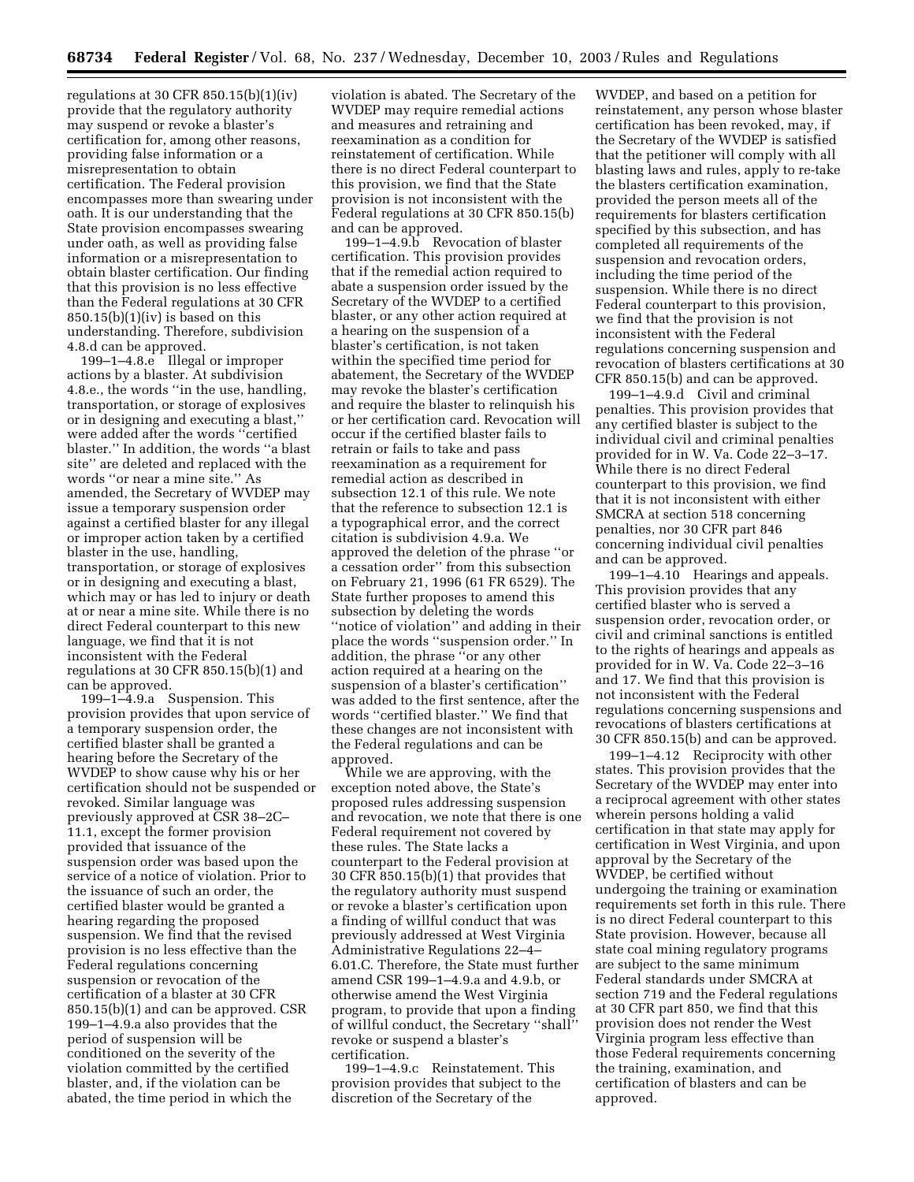regulations at 30 CFR 850.15(b)(1)(iv) provide that the regulatory authority may suspend or revoke a blaster's certification for, among other reasons, providing false information or a misrepresentation to obtain certification. The Federal provision encompasses more than swearing under oath. It is our understanding that the State provision encompasses swearing under oath, as well as providing false information or a misrepresentation to obtain blaster certification. Our finding that this provision is no less effective than the Federal regulations at 30 CFR 850.15(b)(1)(iv) is based on this understanding. Therefore, subdivision 4.8.d can be approved.

199–1–4.8.e Illegal or improper actions by a blaster. At subdivision 4.8.e., the words "in the use, handling, transportation, or storage of explosives or in designing and executing a blast," were added after the words "certified blaster." In addition, the words "a blast site" are deleted and replaced with the words "or near a mine site." As amended, the Secretary of WVDEP may issue a temporary suspension order against a certified blaster for any illegal or improper action taken by a certified blaster in the use, handling, transportation, or storage of explosives or in designing and executing a blast, which may or has led to injury or death at or near a mine site. While there is no direct Federal counterpart to this new language, we find that it is not inconsistent with the Federal regulations at 30 CFR 850.15(b)(1) and can be approved.

199–1–4.9.a Suspension. This provision provides that upon service of a temporary suspension order, the certified blaster shall be granted a hearing before the Secretary of the WVDEP to show cause why his or her certification should not be suspended or revoked. Similar language was previously approved at CSR 38–2C–11.1, except the former provision provided that issuance of the suspension order was based upon the service of a notice of violation. Prior to the issuance of such an order, the certified blaster would be granted a hearing regarding the proposed suspension. We find that the revised provision is no less effective than the Federal regulations concerning suspension or revocation of the certification of a blaster at 30 CFR 850.15(b)(1) and can be approved. CSR 199–1–4.9.a also provides that the period of suspension will be conditioned on the severity of the violation committed by the certified blaster, and, if the violation can be abated, the time period in which the violation is abated. The Secretary of the WVDEP may require remedial actions and measures and retraining and reexamination as a condition for reinstatement of certification. While there is no direct Federal counterpart to this provision, we find that the State provision is not inconsistent with the Federal regulations at 30 CFR 850.15(b) and can be approved.

199–1–4.9.b Revocation of blaster certification. This provision provides that if the remedial action required to abate a suspension order issued by the Secretary of the WVDEP to a certified blaster, or any other action required at a hearing on the suspension of a blaster's certification, is not taken within the specified time period for abatement, the Secretary of the WVDEP may revoke the blaster's certification and require the blaster to relinquish his or her certification card. Revocation will occur if the certified blaster fails to retrain or fails to take and pass reexamination as a requirement for remedial action as described in subsection 12.1 of this rule. We note that the reference to subsection 12.1 is a typographical error, and the correct citation is subdivision 4.9.a. We approved the deletion of the phrase "or a cessation order" from this subsection on February 21, 1996 (61 FR 6529). The State further proposes to amend this subsection by deleting the words "notice of violation" and adding in their place the words "suspension order." In addition, the phrase "or any other action required at a hearing on the suspension of a blaster's certification" was added to the first sentence, after the words "certified blaster." We find that these changes are not inconsistent with the Federal regulations and can be approved.

While we are approving, with the exception noted above, the State's proposed rules addressing suspension and revocation, we note that there is one Federal requirement not covered by these rules. The State lacks a counterpart to the Federal provision at 30 CFR 850.15(b)(1) that provides that the regulatory authority must suspend or revoke a blaster's certification upon a finding of willful conduct that was previously addressed at West Virginia Administrative Regulations 22–4–6.01.C. Therefore, the State must further amend CSR 199–1–4.9.a and 4.9.b, or otherwise amend the West Virginia program, to provide that upon a finding of willful conduct, the Secretary "shall" revoke or suspend a blaster's certification.

199–1–4.9.c Reinstatement. This provision provides that subject to the discretion of the Secretary of the WVDEP, and based on a petition for reinstatement, any person whose blaster certification has been revoked, may, if the Secretary of the WVDEP is satisfied that the petitioner will comply with all blasting laws and rules, apply to re-take the blasters certification examination, provided the person meets all of the requirements for blasters certification specified by this subsection, and has completed all requirements of the suspension and revocation orders, including the time period of the suspension. While there is no direct Federal counterpart to this provision, we find that the provision is not inconsistent with the Federal regulations concerning suspension and revocation of blasters certifications at 30 CFR 850.15(b) and can be approved.

199–1–4.9.d Civil and criminal penalties. This provision provides that any certified blaster is subject to the individual civil and criminal penalties provided for in W. Va. Code 22–3–17. While there is no direct Federal counterpart to this provision, we find that it is not inconsistent with either SMCRA at section 518 concerning penalties, nor 30 CFR part 846 concerning individual civil penalties and can be approved.

199–1–4.10 Hearings and appeals. This provision provides that any certified blaster who is served a suspension order, revocation order, or civil and criminal sanctions is entitled to the rights of hearings and appeals as provided for in W. Va. Code 22–3–16 and 17. We find that this provision is not inconsistent with the Federal regulations concerning suspensions and revocations of blasters certifications at 30 CFR 850.15(b) and can be approved.

199–1–4.12 Reciprocity with other states. This provision provides that the Secretary of the WVDEP may enter into a reciprocal agreement with other states wherein persons holding a valid certification in that state may apply for certification in West Virginia, and upon approval by the Secretary of the WVDEP, be certified without undergoing the training or examination requirements set forth in this rule. There is no direct Federal counterpart to this State provision. However, because all state coal mining regulatory programs are subject to the same minimum Federal standards under SMCRA at section 719 and the Federal regulations at 30 CFR part 850, we find that this provision does not render the West Virginia program less effective than those Federal requirements concerning the training, examination, and certification of blasters and can be approved.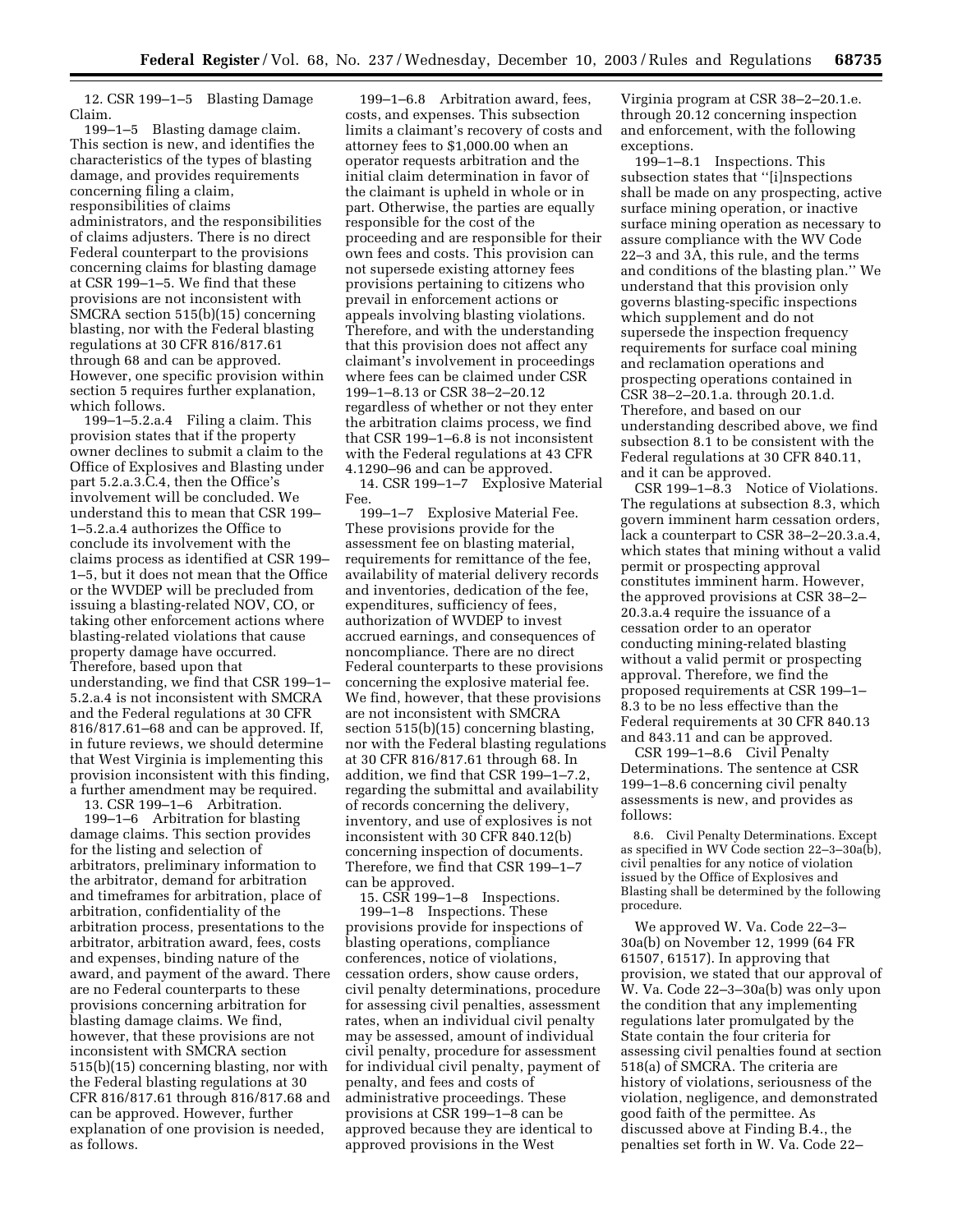12. CSR 199–1–5 Blasting Damage Claim.

199–1–5 Blasting damage claim. This section is new, and identifies the characteristics of the types of blasting damage, and provides requirements concerning filing a claim, responsibilities of claims administrators, and the responsibilities of claims adjusters. There is no direct Federal counterpart to the provisions concerning claims for blasting damage at CSR 199–1–5. We find that these provisions are not inconsistent with SMCRA section 515(b)(15) concerning blasting, nor with the Federal blasting regulations at 30 CFR 816/817.61 through 68 and can be approved. However, one specific provision within section 5 requires further explanation, which follows.

199–1–5.2.a.4 Filing a claim. This provision states that if the property owner declines to submit a claim to the Office of Explosives and Blasting under part 5.2.a.3.C.4, then the Office's involvement will be concluded. We understand this to mean that CSR 199–1–5.2.a.4 authorizes the Office to conclude its involvement with the claims process as identified at CSR 199–1–5, but it does not mean that the Office or the WVDEP will be precluded from issuing a blasting-related NOV, CO, or taking other enforcement actions where blasting-related violations that cause property damage have occurred. Therefore, based upon that understanding, we find that CSR 199–1–5.2.a.4 is not inconsistent with SMCRA and the Federal regulations at 30 CFR 816/817.61–68 and can be approved. If, in future reviews, we should determine that West Virginia is implementing this provision inconsistent with this finding, a further amendment may be required.

13. CSR 199–1–6 Arbitration.

199–1–6 Arbitration for blasting damage claims. This section provides for the listing and selection of arbitrators, preliminary information to the arbitrator, demand for arbitration and timeframes for arbitration, place of arbitration, confidentiality of the arbitration process, presentations to the arbitrator, arbitration award, fees, costs and expenses, binding nature of the award, and payment of the award. There are no Federal counterparts to these provisions concerning arbitration for blasting damage claims. We find, however, that these provisions are not inconsistent with SMCRA section 515(b)(15) concerning blasting, nor with the Federal blasting regulations at 30 CFR 816/817.61 through 816/817.68 and can be approved. However, further explanation of one provision is needed, as follows.

199–1–6.8 Arbitration award, fees, costs, and expenses. This subsection limits a claimant's recovery of costs and attorney fees to $1,000.00 when an operator requests arbitration and the initial claim determination in favor of the claimant is upheld in whole or in part. Otherwise, the parties are equally responsible for the cost of the proceeding and are responsible for their own fees and costs. This provision can not supersede existing attorney fees provisions pertaining to citizens who prevail in enforcement actions or appeals involving blasting violations. Therefore, and with the understanding that this provision does not affect any claimant's involvement in proceedings where fees can be claimed under CSR 199–1–8.13 or CSR 38–2–20.12 regardless of whether or not they enter the arbitration claims process, we find that CSR 199–1–6.8 is not inconsistent with the Federal regulations at 43 CFR 4.1290–96 and can be approved.

14. CSR 199–1–7 Explosive Material Fee.

199–1–7 Explosive Material Fee. These provisions provide for the assessment fee on blasting material, requirements for remittance of the fee, availability of material delivery records and inventories, dedication of the fee, expenditures, sufficiency of fees, authorization of WVDEP to invest accrued earnings, and consequences of noncompliance. There are no direct Federal counterparts to these provisions concerning the explosive material fee. We find, however, that these provisions are not inconsistent with SMCRA section 515(b)(15) concerning blasting, nor with the Federal blasting regulations at 30 CFR 816/817.61 through 68. In addition, we find that CSR 199–1–7.2, regarding the submittal and availability of records concerning the delivery, inventory, and use of explosives is not inconsistent with 30 CFR 840.12(b) concerning inspection of documents. Therefore, we find that CSR 199–1–7 can be approved.

15. CSR 199–1–8 Inspections.

199–1–8 Inspections. These provisions provide for inspections of blasting operations, compliance conferences, notice of violations, cessation orders, show cause orders, civil penalty determinations, procedure for assessing civil penalties, assessment rates, when an individual civil penalty may be assessed, amount of individual civil penalty, procedure for assessment for individual civil penalty, payment of penalty, and fees and costs of administrative proceedings. These provisions at CSR 199–1–8 can be approved because they are identical to approved provisions in the West Virginia program at CSR 38–2–20.1.e. through 20.12 concerning inspection and enforcement, with the following exceptions.

199–1–8.1 Inspections. This subsection states that "[i]nspections shall be made on any prospecting, active surface mining operation, or inactive surface mining operation as necessary to assure compliance with the WV Code 22–3 and 3A, this rule, and the terms and conditions of the blasting plan." We understand that this provision only governs blasting-specific inspections which supplement and do not supersede the inspection frequency requirements for surface coal mining and reclamation operations and prospecting operations contained in CSR 38–2–20.1.a. through 20.1.d. Therefore, and based on our understanding described above, we find subsection 8.1 to be consistent with the Federal regulations at 30 CFR 840.11, and it can be approved.

CSR 199–1–8.3 Notice of Violations. The regulations at subsection 8.3, which govern imminent harm cessation orders, lack a counterpart to CSR 38–2–20.3.a.4, which states that mining without a valid permit or prospecting approval constitutes imminent harm. However, the approved provisions at CSR 38–2–20.3.a.4 require the issuance of a cessation order to an operator conducting mining-related blasting without a valid permit or prospecting approval. Therefore, we find the proposed requirements at CSR 199–1–8.3 to be no less effective than the Federal requirements at 30 CFR 840.13 and 843.11 and can be approved.

CSR 199–1–8.6 Civil Penalty Determinations. The sentence at CSR 199–1–8.6 concerning civil penalty assessments is new, and provides as follows:

> 8.6. Civil Penalty Determinations. Except as specified in WV Code section 22–3–30a(b), civil penalties for any notice of violation issued by the Office of Explosives and Blasting shall be determined by the following procedure.

We approved W. Va. Code 22–3–30a(b) on November 12, 1999 (64 FR 61507, 61517). In approving that provision, we stated that our approval of W. Va. Code 22–3–30a(b) was only upon the condition that any implementing regulations later promulgated by the State contain the four criteria for assessing civil penalties found at section 518(a) of SMCRA. The criteria are history of violations, seriousness of the violation, negligence, and demonstrated good faith of the permittee. As discussed above at Finding B.4., the penalties set forth in W. Va. Code 22–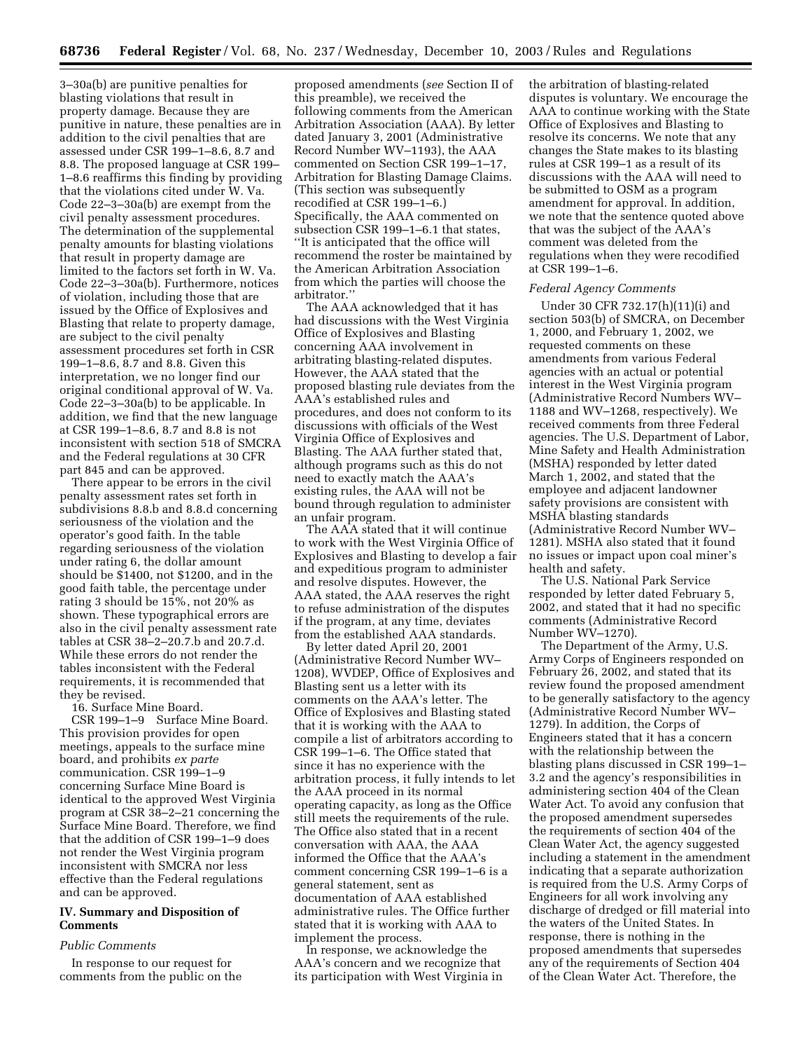3–30a(b) are punitive penalties for blasting violations that result in property damage. Because they are punitive in nature, these penalties are in addition to the civil penalties that are assessed under CSR 199–1–8.6, 8.7 and 8.8. The proposed language at CSR 199–1–8.6 reaffirms this finding by providing that the violations cited under W. Va. Code 22–3–30a(b) are exempt from the civil penalty assessment procedures. The determination of the supplemental penalty amounts for blasting violations that result in property damage are limited to the factors set forth in W. Va. Code 22–3–30a(b). Furthermore, notices of violation, including those that are issued by the Office of Explosives and Blasting that relate to property damage, are subject to the civil penalty assessment procedures set forth in CSR 199–1–8.6, 8.7 and 8.8. Given this interpretation, we no longer find our original conditional approval of W. Va. Code 22–3–30a(b) to be applicable. In addition, we find that the new language at CSR 199–1–8.6, 8.7 and 8.8 is not inconsistent with section 518 of SMCRA and the Federal regulations at 30 CFR part 845 and can be approved.

There appear to be errors in the civil penalty assessment rates set forth in subdivisions 8.8.b and 8.8.d concerning seriousness of the violation and the operator's good faith. In the table regarding seriousness of the violation under rating 6, the dollar amount should be $1400, not $1200, and in the good faith table, the percentage under rating 3 should be 15%, not 20% as shown. These typographical errors are also in the civil penalty assessment rate tables at CSR 38–2–20.7.b and 20.7.d. While these errors do not render the tables inconsistent with the Federal requirements, it is recommended that they be revised.

16. Surface Mine Board.

CSR 199–1–9 Surface Mine Board. This provision provides for open meetings, appeals to the surface mine board, and prohibits *ex parte* communication. CSR 199–1–9 concerning Surface Mine Board is identical to the approved West Virginia program at CSR 38–2–21 concerning the Surface Mine Board. Therefore, we find that the addition of CSR 199–1–9 does not render the West Virginia program inconsistent with SMCRA nor less effective than the Federal regulations and can be approved.

## IV. Summary and Disposition of Comments

### *Public Comments*

In response to our request for comments from the public on the proposed amendments (*see* Section II of this preamble), we received the following comments from the American Arbitration Association (AAA). By letter dated January 3, 2001 (Administrative Record Number WV–1193), the AAA commented on Section CSR 199–1–17, Arbitration for Blasting Damage Claims. (This section was subsequently recodified at CSR 199–1–6.) Specifically, the AAA commented on subsection CSR 199–1–6.1 that states, "It is anticipated that the office will recommend the roster be maintained by the American Arbitration Association from which the parties will choose the arbitrator."

The AAA acknowledged that it has had discussions with the West Virginia Office of Explosives and Blasting concerning AAA involvement in arbitrating blasting-related disputes. However, the AAA stated that the proposed blasting rule deviates from the AAA's established rules and procedures, and does not conform to its discussions with officials of the West Virginia Office of Explosives and Blasting. The AAA further stated that, although programs such as this do not need to exactly match the AAA's existing rules, the AAA will not be bound through regulation to administer an unfair program.

The AAA stated that it will continue to work with the West Virginia Office of Explosives and Blasting to develop a fair and expeditious program to administer and resolve disputes. However, the AAA stated, the AAA reserves the right to refuse administration of the disputes if the program, at any time, deviates from the established AAA standards.

By letter dated April 20, 2001 (Administrative Record Number WV–1208), WVDEP, Office of Explosives and Blasting sent us a letter with its comments on the AAA's letter. The Office of Explosives and Blasting stated that it is working with the AAA to compile a list of arbitrators according to CSR 199–1–6. The Office stated that since it has no experience with the arbitration process, it fully intends to let the AAA proceed in its normal operating capacity, as long as the Office still meets the requirements of the rule. The Office also stated that in a recent conversation with AAA, the AAA informed the Office that the AAA's comment concerning CSR 199–1–6 is a general statement, sent as documentation of AAA established administrative rules. The Office further stated that it is working with AAA to implement the process.

In response, we acknowledge the AAA's concern and we recognize that its participation with West Virginia in the arbitration of blasting-related disputes is voluntary. We encourage the AAA to continue working with the State Office of Explosives and Blasting to resolve its concerns. We note that any changes the State makes to its blasting rules at CSR 199–1 as a result of its discussions with the AAA will need to be submitted to OSM as a program amendment for approval. In addition, we note that the sentence quoted above that was the subject of the AAA's comment was deleted from the regulations when they were recodified at CSR 199–1–6.

### *Federal Agency Comments*

Under 30 CFR 732.17(h)(11)(i) and section 503(b) of SMCRA, on December 1, 2000, and February 1, 2002, we requested comments on these amendments from various Federal agencies with an actual or potential interest in the West Virginia program (Administrative Record Numbers WV–1188 and WV–1268, respectively). We received comments from three Federal agencies. The U.S. Department of Labor, Mine Safety and Health Administration (MSHA) responded by letter dated March 1, 2002, and stated that the employee and adjacent landowner safety provisions are consistent with MSHA blasting standards (Administrative Record Number WV–1281). MSHA also stated that it found no issues or impact upon coal miner's health and safety.

The U.S. National Park Service responded by letter dated February 5, 2002, and stated that it had no specific comments (Administrative Record Number WV–1270).

The Department of the Army, U.S. Army Corps of Engineers responded on February 26, 2002, and stated that its review found the proposed amendment to be generally satisfactory to the agency (Administrative Record Number WV–1279). In addition, the Corps of Engineers stated that it has a concern with the relationship between the blasting plans discussed in CSR 199–1–3.2 and the agency's responsibilities in administering section 404 of the Clean Water Act. To avoid any confusion that the proposed amendment supersedes the requirements of section 404 of the Clean Water Act, the agency suggested including a statement in the amendment indicating that a separate authorization is required from the U.S. Army Corps of Engineers for all work involving any discharge of dredged or fill material into the waters of the United States. In response, there is nothing in the proposed amendments that supersedes any of the requirements of Section 404 of the Clean Water Act. Therefore, the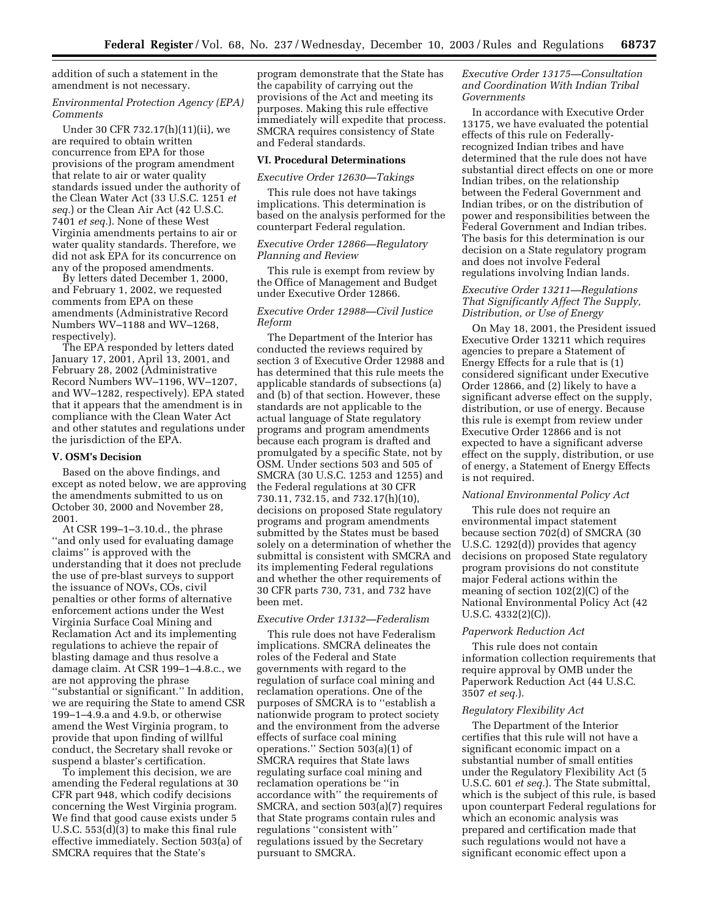addition of such a statement in the amendment is not necessary.

*Environmental Protection Agency (EPA) Comments*

Under 30 CFR 732.17(h)(11)(ii), we are required to obtain written concurrence from EPA for those provisions of the program amendment that relate to air or water quality standards issued under the authority of the Clean Water Act (33 U.S.C. 1251 *et seq.*) or the Clean Air Act (42 U.S.C. 7401 *et seq.*). None of these West Virginia amendments pertains to air or water quality standards. Therefore, we did not ask EPA for its concurrence on any of the proposed amendments.

By letters dated December 1, 2000, and February 1, 2002, we requested comments from EPA on these amendments (Administrative Record Numbers WV–1188 and WV–1268, respectively).

The EPA responded by letters dated January 17, 2001, April 13, 2001, and February 28, 2002 (Administrative Record Numbers WV–1196, WV–1207, and WV–1282, respectively). EPA stated that it appears that the amendment is in compliance with the Clean Water Act and other statutes and regulations under the jurisdiction of the EPA.

## V. OSM's Decision

Based on the above findings, and except as noted below, we are approving the amendments submitted to us on October 30, 2000 and November 28, 2001.

At CSR 199–1–3.10.d., the phrase ''and only used for evaluating damage claims'' is approved with the understanding that it does not preclude the use of pre-blast surveys to support the issuance of NOVs, COs, civil penalties or other forms of alternative enforcement actions under the West Virginia Surface Coal Mining and Reclamation Act and its implementing regulations to achieve the repair of blasting damage and thus resolve a damage claim. At CSR 199–1–4.8.c., we are not approving the phrase ''substantial or significant.'' In addition, we are requiring the State to amend CSR 199–1–4.9.a and 4.9.b, or otherwise amend the West Virginia program, to provide that upon finding of willful conduct, the Secretary shall revoke or suspend a blaster's certification.

To implement this decision, we are amending the Federal regulations at 30 CFR part 948, which codify decisions concerning the West Virginia program. We find that good cause exists under 5 U.S.C. 553(d)(3) to make this final rule effective immediately. Section 503(a) of SMCRA requires that the State's program demonstrate that the State has the capability of carrying out the provisions of the Act and meeting its purposes. Making this rule effective immediately will expedite that process. SMCRA requires consistency of State and Federal standards.

## VI. Procedural Determinations

*Executive Order 12630—Takings*

This rule does not have takings implications. This determination is based on the analysis performed for the counterpart Federal regulation.

*Executive Order 12866—Regulatory Planning and Review*

This rule is exempt from review by the Office of Management and Budget under Executive Order 12866.

*Executive Order 12988—Civil Justice Reform*

The Department of the Interior has conducted the reviews required by section 3 of Executive Order 12988 and has determined that this rule meets the applicable standards of subsections (a) and (b) of that section. However, these standards are not applicable to the actual language of State regulatory programs and program amendments because each program is drafted and promulgated by a specific State, not by OSM. Under sections 503 and 505 of SMCRA (30 U.S.C. 1253 and 1255) and the Federal regulations at 30 CFR 730.11, 732.15, and 732.17(h)(10), decisions on proposed State regulatory programs and program amendments submitted by the States must be based solely on a determination of whether the submittal is consistent with SMCRA and its implementing Federal regulations and whether the other requirements of 30 CFR parts 730, 731, and 732 have been met.

*Executive Order 13132—Federalism*

This rule does not have Federalism implications. SMCRA delineates the roles of the Federal and State governments with regard to the regulation of surface coal mining and reclamation operations. One of the purposes of SMCRA is to ''establish a nationwide program to protect society and the environment from the adverse effects of surface coal mining operations.'' Section 503(a)(1) of SMCRA requires that State laws regulating surface coal mining and reclamation operations be ''in accordance with'' the requirements of SMCRA, and section 503(a)(7) requires that State programs contain rules and regulations ''consistent with'' regulations issued by the Secretary pursuant to SMCRA.

*Executive Order 13175—Consultation and Coordination With Indian Tribal Governments*

In accordance with Executive Order 13175, we have evaluated the potential effects of this rule on Federally-recognized Indian tribes and have determined that the rule does not have substantial direct effects on one or more Indian tribes, on the relationship between the Federal Government and Indian tribes, or on the distribution of power and responsibilities between the Federal Government and Indian tribes. The basis for this determination is our decision on a State regulatory program and does not involve Federal regulations involving Indian lands.

*Executive Order 13211—Regulations That Significantly Affect The Supply, Distribution, or Use of Energy*

On May 18, 2001, the President issued Executive Order 13211 which requires agencies to prepare a Statement of Energy Effects for a rule that is (1) considered significant under Executive Order 12866, and (2) likely to have a significant adverse effect on the supply, distribution, or use of energy. Because this rule is exempt from review under Executive Order 12866 and is not expected to have a significant adverse effect on the supply, distribution, or use of energy, a Statement of Energy Effects is not required.

*National Environmental Policy Act*

This rule does not require an environmental impact statement because section 702(d) of SMCRA (30 U.S.C. 1292(d)) provides that agency decisions on proposed State regulatory program provisions do not constitute major Federal actions within the meaning of section 102(2)(C) of the National Environmental Policy Act (42 U.S.C. 4332(2)(C)).

*Paperwork Reduction Act*

This rule does not contain information collection requirements that require approval by OMB under the Paperwork Reduction Act (44 U.S.C. 3507 *et seq.*).

*Regulatory Flexibility Act*

The Department of the Interior certifies that this rule will not have a significant economic impact on a substantial number of small entities under the Regulatory Flexibility Act (5 U.S.C. 601 *et seq.*). The State submittal, which is the subject of this rule, is based upon counterpart Federal regulations for which an economic analysis was prepared and certification made that such regulations would not have a significant economic effect upon a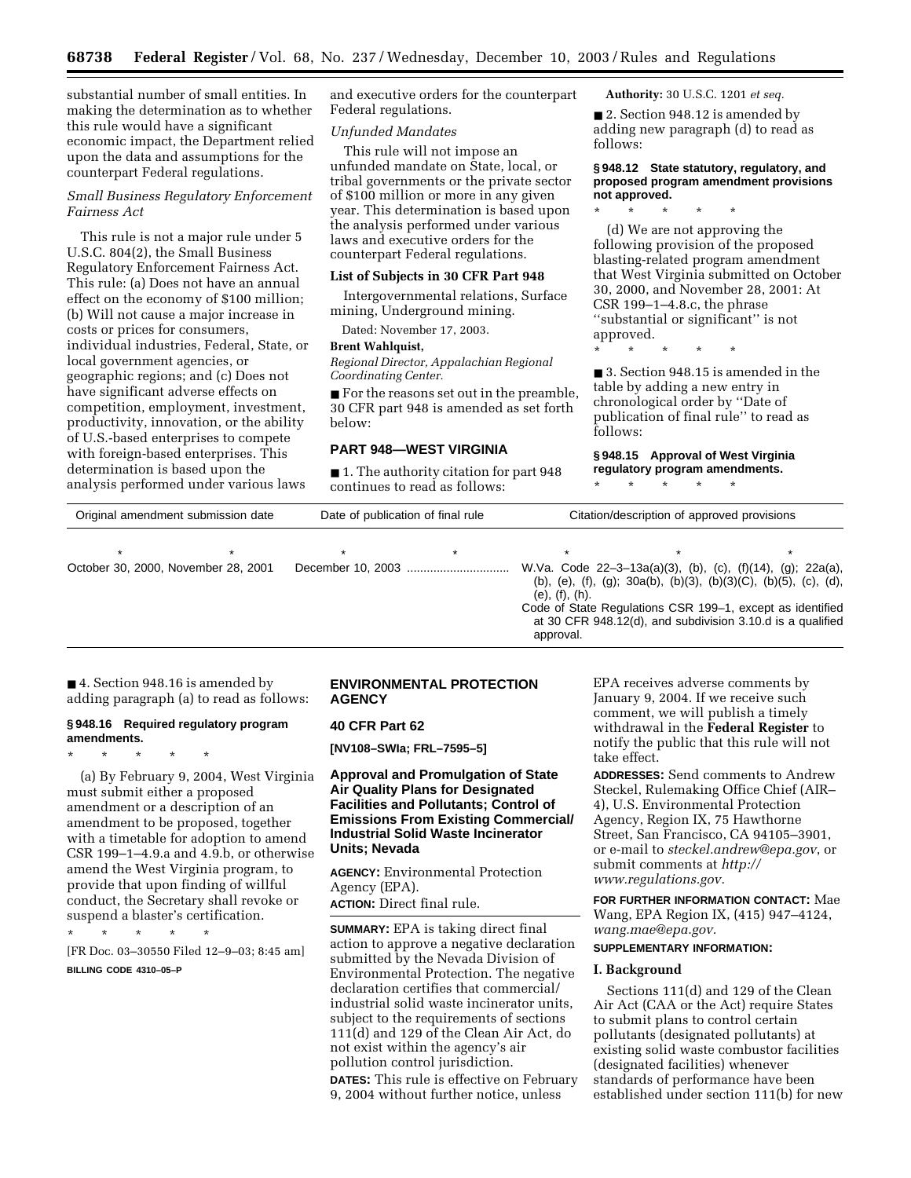substantial number of small entities. In making the determination as to whether this rule would have a significant economic impact, the Department relied upon the data and assumptions for the counterpart Federal regulations.

*Small Business Regulatory Enforcement Fairness Act*

This rule is not a major rule under 5 U.S.C. 804(2), the Small Business Regulatory Enforcement Fairness Act. This rule: (a) Does not have an annual effect on the economy of $100 million; (b) Will not cause a major increase in costs or prices for consumers, individual industries, Federal, State, or local government agencies, or geographic regions; and (c) Does not have significant adverse effects on competition, employment, investment, productivity, innovation, or the ability of U.S.-based enterprises to compete with foreign-based enterprises. This determination is based upon the analysis performed under various laws and executive orders for the counterpart Federal regulations.

*Unfunded Mandates*

This rule will not impose an unfunded mandate on State, local, or tribal governments or the private sector of $100 million or more in any given year. This determination is based upon the analysis performed under various laws and executive orders for the counterpart Federal regulations.

**List of Subjects in 30 CFR Part 948**

Intergovernmental relations, Surface mining, Underground mining.

Dated: November 17, 2003.

**Brent Wahlquist,**

*Regional Director, Appalachian Regional Coordinating Center.*

■ For the reasons set out in the preamble, 30 CFR part 948 is amended as set forth below:

## PART 948—WEST VIRGINIA

■ 1. The authority citation for part 948 continues to read as follows:

**Authority:** 30 U.S.C. 1201 *et seq.*

■ 2. Section 948.12 is amended by adding new paragraph (d) to read as follows:

**§ 948.12 State statutory, regulatory, and proposed program amendment provisions not approved.**

\* \* \* \* \*

(d) We are not approving the following provision of the proposed blasting-related program amendment that West Virginia submitted on October 30, 2000, and November 28, 2001: At CSR 199–1–4.8.c, the phrase ''substantial or significant'' is not approved.

\* \* \* \* \*

■ 3. Section 948.15 is amended in the table by adding a new entry in chronological order by ''Date of publication of final rule'' to read as follows:

**§ 948.15 Approval of West Virginia regulatory program amendments.**

\* \* \* \* \*

| Original amendment submission date | Date of publication of final rule | Citation/description of approved provisions |
|---|---|---|
| \* \* | \* \* | \* \* \* |
| October 30, 2000, November 28, 2001 | December 10, 2003 .............................. | W.Va. Code 22–3–13a(a)(3), (b), (c), (f)(14), (g); 22a(a), (b), (e), (f), (g); 30a(b), (b)(3), (b)(3)(C), (b)(5), (c), (d), (e), (f), (h). Code of State Regulations CSR 199–1, except as identified at 30 CFR 948.12(d), and subdivision 3.10.d is a qualified approval. |

■ 4. Section 948.16 is amended by adding paragraph (a) to read as follows:

**§ 948.16 Required regulatory program amendments.**

\* \* \* \* \*

(a) By February 9, 2004, West Virginia must submit either a proposed amendment or a description of an amendment to be proposed, together with a timetable for adoption to amend CSR 199–1–4.9.a and 4.9.b, or otherwise amend the West Virginia program, to provide that upon finding of willful conduct, the Secretary shall revoke or suspend a blaster's certification.

\* \* \* \* \*

[FR Doc. 03–30550 Filed 12–9–03; 8:45 am]

**BILLING CODE 4310–05–P**

## ENVIRONMENTAL PROTECTION AGENCY

### 40 CFR Part 62

**[NV108–SWIa; FRL–7595–5]**

### Approval and Promulgation of State Air Quality Plans for Designated Facilities and Pollutants; Control of Emissions From Existing Commercial/Industrial Solid Waste Incinerator Units; Nevada

**AGENCY:** Environmental Protection Agency (EPA).

**ACTION:** Direct final rule.

**SUMMARY:** EPA is taking direct final action to approve a negative declaration submitted by the Nevada Division of Environmental Protection. The negative declaration certifies that commercial/industrial solid waste incinerator units, subject to the requirements of sections 111(d) and 129 of the Clean Air Act, do not exist within the agency's air pollution control jurisdiction.

**DATES:** This rule is effective on February 9, 2004 without further notice, unless EPA receives adverse comments by January 9, 2004. If we receive such comment, we will publish a timely withdrawal in the **Federal Register** to notify the public that this rule will not take effect.

**ADDRESSES:** Send comments to Andrew Steckel, Rulemaking Office Chief (AIR–4), U.S. Environmental Protection Agency, Region IX, 75 Hawthorne Street, San Francisco, CA 94105–3901, or e-mail to *steckel.andrew@epa.gov*, or submit comments at *http://www.regulations.gov.*

**FOR FURTHER INFORMATION CONTACT:** Mae Wang, EPA Region IX, (415) 947–4124, *wang.mae@epa.gov.*

**SUPPLEMENTARY INFORMATION:**

**I. Background**

Sections 111(d) and 129 of the Clean Air Act (CAA or the Act) require States to submit plans to control certain pollutants (designated pollutants) at existing solid waste combustor facilities (designated facilities) whenever standards of performance have been established under section 111(b) for new